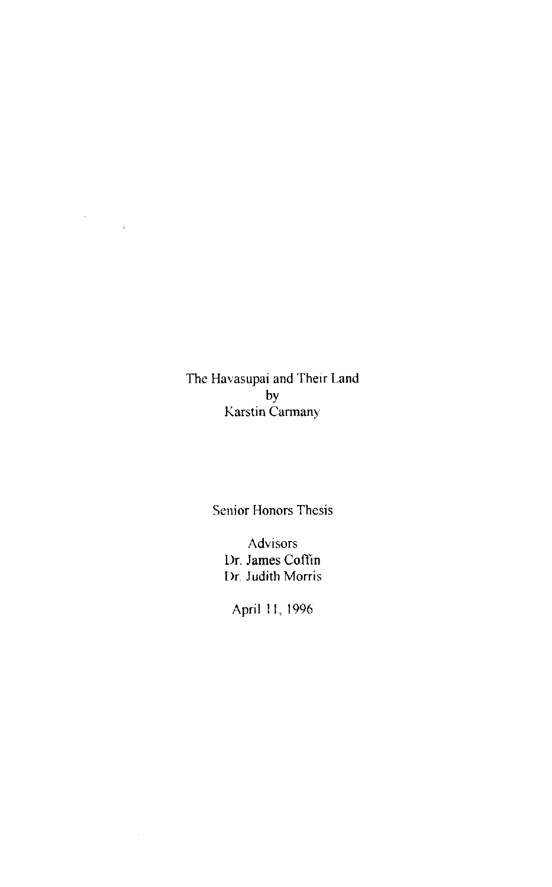# The Havasupai and Their Land

by

Karstin Carmany

Senior Honors Thesis

Advisors

Dr. James Coffin

Dr. Judith Morris

April 11, 1996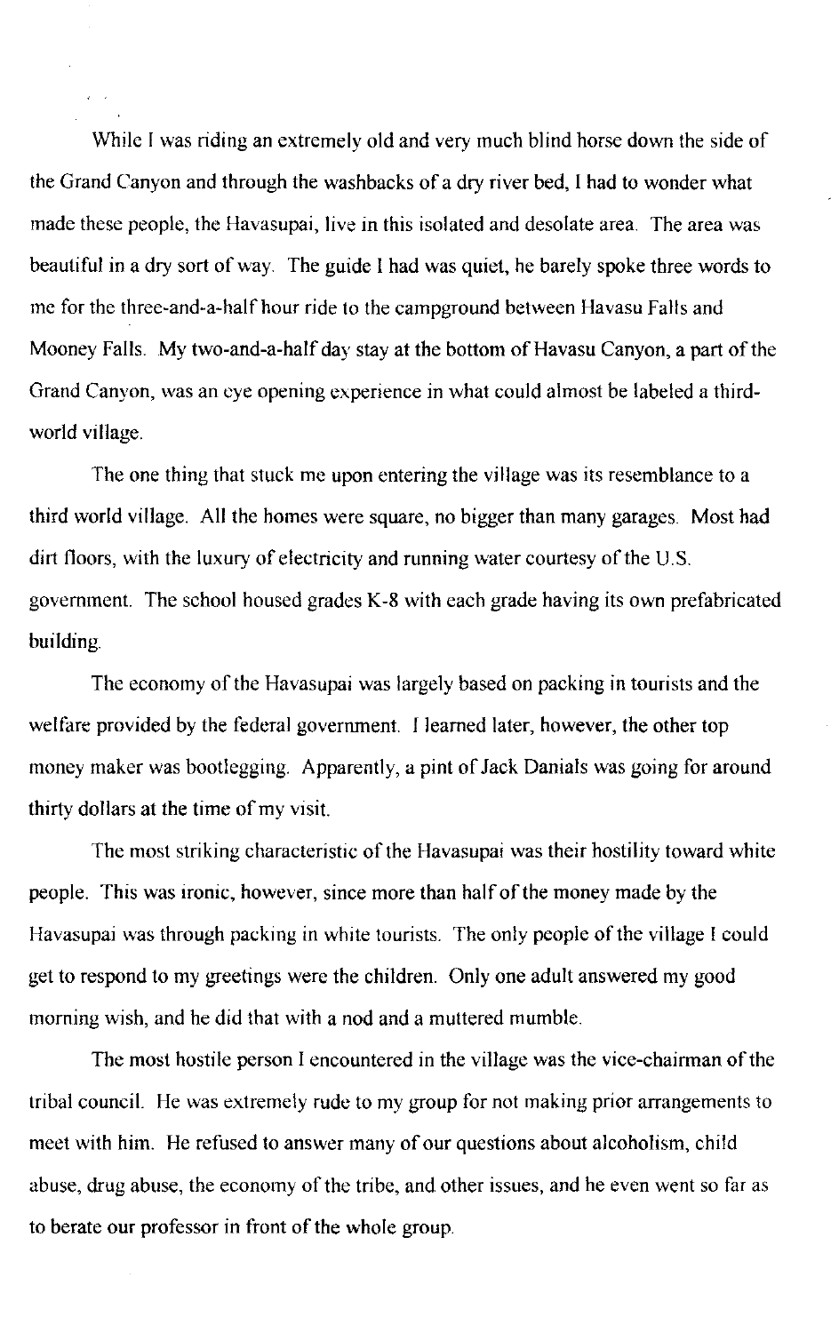While I was riding an extremely old and very much blind horse down the side of the Grand Canyon and through the washbacks of a dry river bed, I had to wonder what made these people, the Havasupai, live in this isolated and desolate area. The area was beautiful in a dry sort of way. The guide I had was quiet, he barely spoke three words to me for the three-and-a-half hour ride to the campground between Havasu Falls and Mooney Falls. My two-and-a-half day stay at the bottom of Havasu Canyon, a part of the Grand Canyon, was an eye opening experience in what could almost be labeled a third-world village.

The one thing that stuck me upon entering the village was its resemblance to a third world village. All the homes were square, no bigger than many garages. Most had dirt floors, with the luxury of electricity and running water courtesy of the U.S. government. The school housed grades K-8 with each grade having its own prefabricated building.

The economy of the Havasupai was largely based on packing in tourists and the welfare provided by the federal government. I learned later, however, the other top money maker was bootlegging. Apparently, a pint of Jack Danials was going for around thirty dollars at the time of my visit.

The most striking characteristic of the Havasupai was their hostility toward white people. This was ironic, however, since more than half of the money made by the Havasupai was through packing in white tourists. The only people of the village I could get to respond to my greetings were the children. Only one adult answered my good morning wish, and he did that with a nod and a muttered mumble.

The most hostile person I encountered in the village was the vice-chairman of the tribal council. He was extremely rude to my group for not making prior arrangements to meet with him. He refused to answer many of our questions about alcoholism, child abuse, drug abuse, the economy of the tribe, and other issues, and he even went so far as to berate our professor in front of the whole group.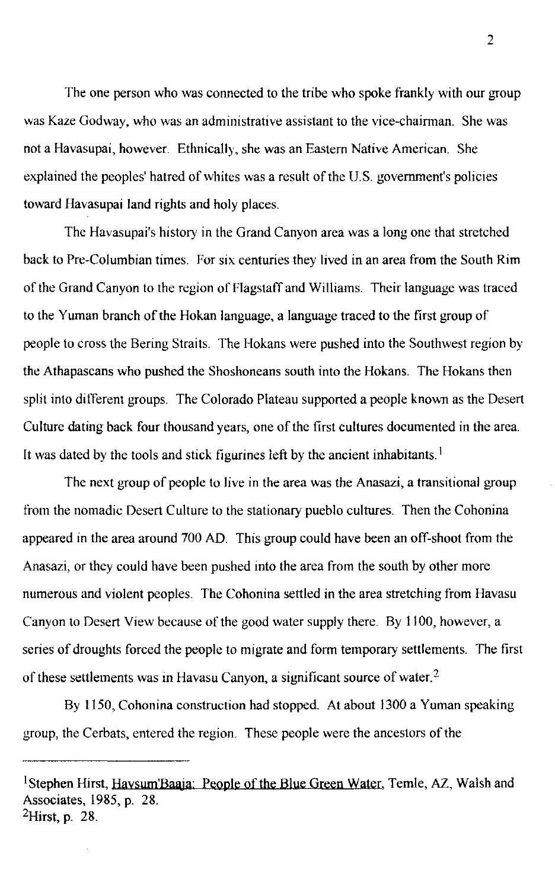The one person who was connected to the tribe who spoke frankly with our group was Kaze Godway, who was an administrative assistant to the vice-chairman. She was not a Havasupai, however. Ethnically, she was an Eastern Native American. She explained the peoples' hatred of whites was a result of the U.S. government's policies toward Havasupai land rights and holy places.

The Havasupai's history in the Grand Canyon area was a long one that stretched back to Pre-Columbian times. For six centuries they lived in an area from the South Rim of the Grand Canyon to the region of Flagstaff and Williams. Their language was traced to the Yuman branch of the Hokan language, a language traced to the first group of people to cross the Bering Straits. The Hokans were pushed into the Southwest region by the Athapascans who pushed the Shoshoneans south into the Hokans. The Hokans then split into different groups. The Colorado Plateau supported a people known as the Desert Culture dating back four thousand years, one of the first cultures documented in the area. It was dated by the tools and stick figurines left by the ancient inhabitants.[1]

The next group of people to live in the area was the Anasazi, a transitional group from the nomadic Desert Culture to the stationary pueblo cultures. Then the Cohonina appeared in the area around 700 AD. This group could have been an off-shoot from the Anasazi, or they could have been pushed into the area from the south by other more numerous and violent peoples. The Cohonina settled in the area stretching from Havasu Canyon to Desert View because of the good water supply there. By 1100, however, a series of droughts forced the people to migrate and form temporary settlements. The first of these settlements was in Havasu Canyon, a significant source of water.[2]

By 1150, Cohonina construction had stopped. At about 1300 a Yuman speaking group, the Cerbats, entered the region. These people were the ancestors of the

---

[1]Stephen Hirst, Havsum'Baaja: People of the Blue Green Water, Temle, AZ, Walsh and Associates, 1985, p. 28.
[2]Hirst, p. 28.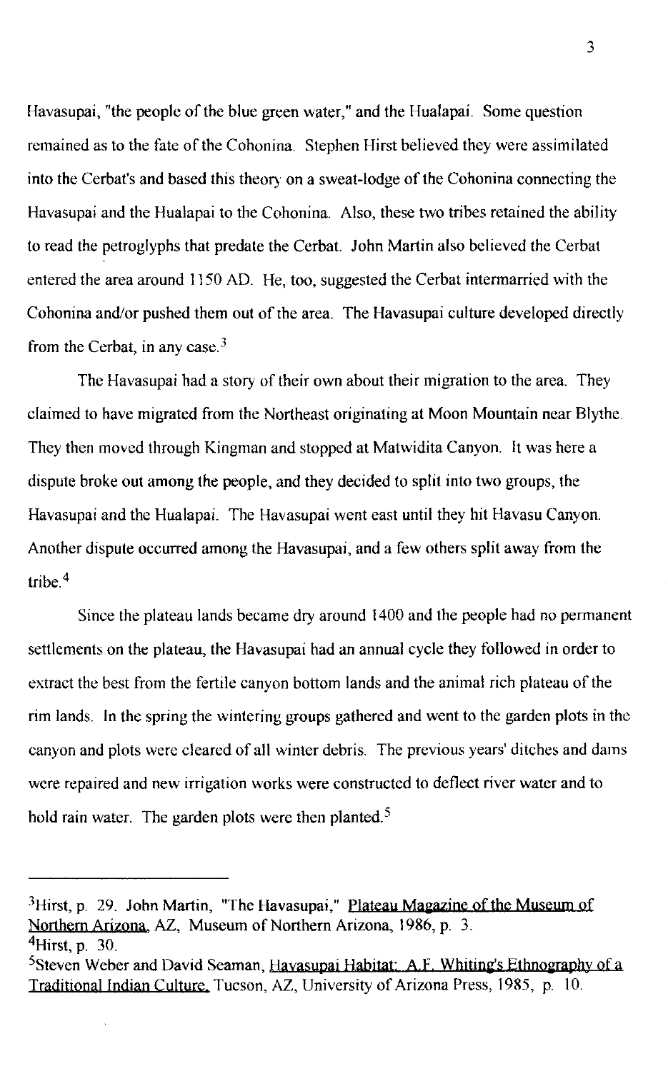Havasupai, "the people of the blue green water," and the Hualapai. Some question remained as to the fate of the Cohonina. Stephen Hirst believed they were assimilated into the Cerbat's and based this theory on a sweat-lodge of the Cohonina connecting the Havasupai and the Hualapai to the Cohonina. Also, these two tribes retained the ability to read the petroglyphs that predate the Cerbat. John Martin also believed the Cerbat entered the area around 1150 AD. He, too, suggested the Cerbat intermarried with the Cohonina and/or pushed them out of the area. The Havasupai culture developed directly from the Cerbat, in any case.[3]

The Havasupai had a story of their own about their migration to the area. They claimed to have migrated from the Northeast originating at Moon Mountain near Blythe. They then moved through Kingman and stopped at Matwidita Canyon. It was here a dispute broke out among the people, and they decided to split into two groups, the Havasupai and the Hualapai. The Havasupai went east until they hit Havasu Canyon. Another dispute occurred among the Havasupai, and a few others split away from the tribe.[4]

Since the plateau lands became dry around 1400 and the people had no permanent settlements on the plateau, the Havasupai had an annual cycle they followed in order to extract the best from the fertile canyon bottom lands and the animal rich plateau of the rim lands. In the spring the wintering groups gathered and went to the garden plots in the canyon and plots were cleared of all winter debris. The previous years' ditches and dams were repaired and new irrigation works were constructed to deflect river water and to hold rain water. The garden plots were then planted.[5]

---

[3]Hirst, p. 29. John Martin, "The Havasupai," Plateau Magazine of the Museum of Northern Arizona, AZ, Museum of Northern Arizona, 1986, p. 3.

[4]Hirst, p. 30.

[5]Steven Weber and David Seaman, Havasupai Habitat: A.F. Whiting's Ethnography of a Traditional Indian Culture, Tucson, AZ, University of Arizona Press, 1985, p. 10.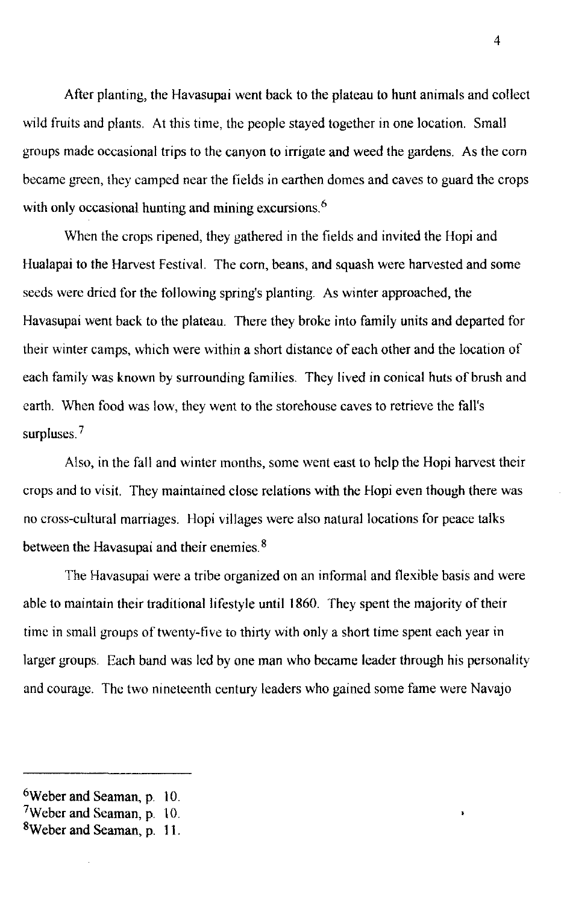After planting, the Havasupai went back to the plateau to hunt animals and collect wild fruits and plants. At this time, the people stayed together in one location. Small groups made occasional trips to the canyon to irrigate and weed the gardens. As the corn became green, they camped near the fields in earthen domes and caves to guard the crops with only occasional hunting and mining excursions.[6]

When the crops ripened, they gathered in the fields and invited the Hopi and Hualapai to the Harvest Festival. The corn, beans, and squash were harvested and some seeds were dried for the following spring's planting. As winter approached, the Havasupai went back to the plateau. There they broke into family units and departed for their winter camps, which were within a short distance of each other and the location of each family was known by surrounding families. They lived in conical huts of brush and earth. When food was low, they went to the storehouse caves to retrieve the fall's surpluses.[7]

Also, in the fall and winter months, some went east to help the Hopi harvest their crops and to visit. They maintained close relations with the Hopi even though there was no cross-cultural marriages. Hopi villages were also natural locations for peace talks between the Havasupai and their enemies.[8]

The Havasupai were a tribe organized on an informal and flexible basis and were able to maintain their traditional lifestyle until 1860. They spent the majority of their time in small groups of twenty-five to thirty with only a short time spent each year in larger groups. Each band was led by one man who became leader through his personality and courage. The two nineteenth century leaders who gained some fame were Navajo

---

[6]Weber and Seaman, p. 10.
[7]Weber and Seaman, p. 10.
[8]Weber and Seaman, p. 11.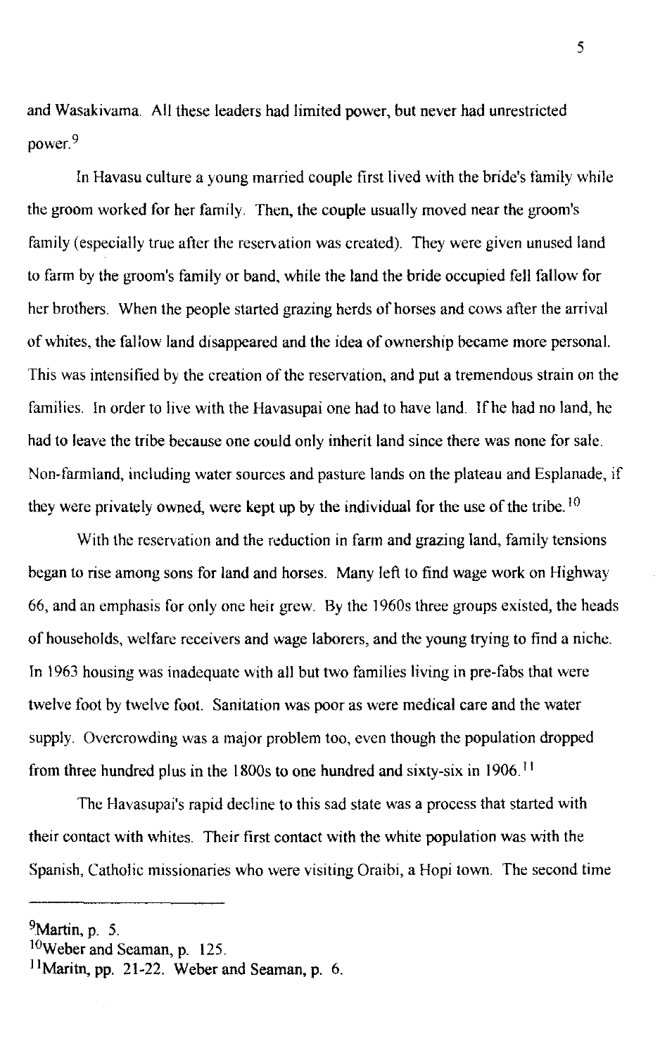and Wasakivama. All these leaders had limited power, but never had unrestricted power.[9]

In Havasu culture a young married couple first lived with the bride's family while the groom worked for her family. Then, the couple usually moved near the groom's family (especially true after the reservation was created). They were given unused land to farm by the groom's family or band, while the land the bride occupied fell fallow for her brothers. When the people started grazing herds of horses and cows after the arrival of whites, the fallow land disappeared and the idea of ownership became more personal. This was intensified by the creation of the reservation, and put a tremendous strain on the families. In order to live with the Havasupai one had to have land. If he had no land, he had to leave the tribe because one could only inherit land since there was none for sale. Non-farmland, including water sources and pasture lands on the plateau and Esplanade, if they were privately owned, were kept up by the individual for the use of the tribe.[10]

With the reservation and the reduction in farm and grazing land, family tensions began to rise among sons for land and horses. Many left to find wage work on Highway 66, and an emphasis for only one heir grew. By the 1960s three groups existed, the heads of households, welfare receivers and wage laborers, and the young trying to find a niche. In 1963 housing was inadequate with all but two families living in pre-fabs that were twelve foot by twelve foot. Sanitation was poor as were medical care and the water supply. Overcrowding was a major problem too, even though the population dropped from three hundred plus in the 1800s to one hundred and sixty-six in 1906.[11]

The Havasupai's rapid decline to this sad state was a process that started with their contact with whites. Their first contact with the white population was with the Spanish, Catholic missionaries who were visiting Oraibi, a Hopi town. The second time

---

[9]Martin, p. 5.

[10]Weber and Seaman, p. 125.

[11]Maritn, pp. 21-22. Weber and Seaman, p. 6.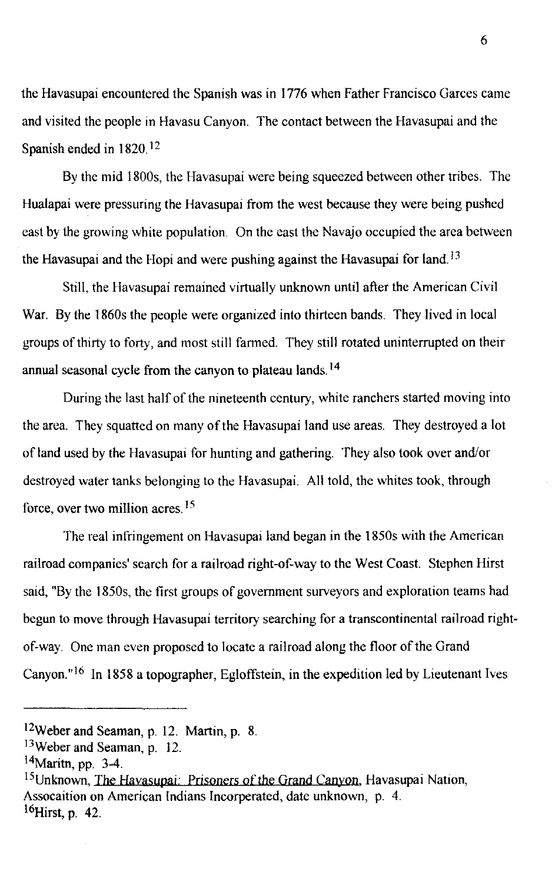the Havasupai encountered the Spanish was in 1776 when Father Francisco Garces came and visited the people in Havasu Canyon. The contact between the Havasupai and the Spanish ended in 1820.[12]

By the mid 1800s, the Havasupai were being squeezed between other tribes. The Hualapai were pressuring the Havasupai from the west because they were being pushed east by the growing white population. On the east the Navajo occupied the area between the Havasupai and the Hopi and were pushing against the Havasupai for land.[13]

Still, the Havasupai remained virtually unknown until after the American Civil War. By the 1860s the people were organized into thirteen bands. They lived in local groups of thirty to forty, and most still farmed. They still rotated uninterrupted on their annual seasonal cycle from the canyon to plateau lands.[14]

During the last half of the nineteenth century, white ranchers started moving into the area. They squatted on many of the Havasupai land use areas. They destroyed a lot of land used by the Havasupai for hunting and gathering. They also took over and/or destroyed water tanks belonging to the Havasupai. All told, the whites took, through force, over two million acres.[15]

The real infringement on Havasupai land began in the 1850s with the American railroad companies' search for a railroad right-of-way to the West Coast. Stephen Hirst said, "By the 1850s, the first groups of government surveyors and exploration teams had begun to move through Havasupai territory searching for a transcontinental railroad right-of-way. One man even proposed to locate a railroad along the floor of the Grand Canyon."[16] In 1858 a topographer, Egloffstein, in the expedition led by Lieutenant Ives

---

[12]Weber and Seaman, p. 12. Martin, p. 8.

[13]Weber and Seaman, p. 12.

[14]Maritn, pp. 3-4.

[15]Unknown, The Havasupai: Prisoners of the Grand Canyon, Havasupai Nation, Assocaition on American Indians Incorperated, date unknown, p. 4.

[16]Hirst, p. 42.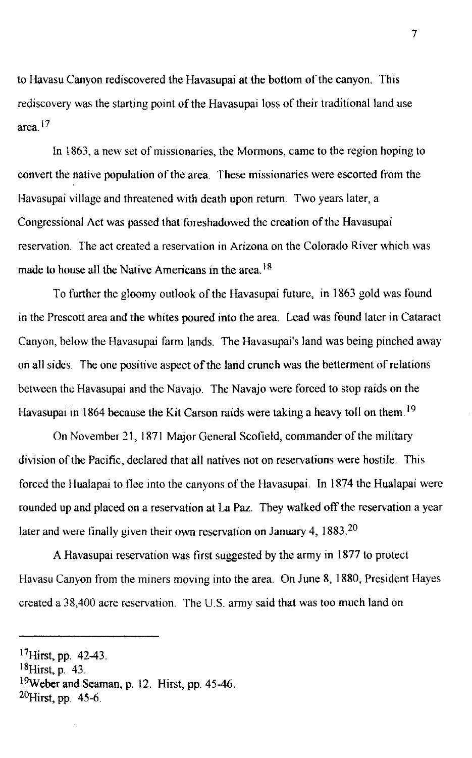to Havasu Canyon rediscovered the Havasupai at the bottom of the canyon. This rediscovery was the starting point of the Havasupai loss of their traditional land use area.[17]

In 1863, a new set of missionaries, the Mormons, came to the region hoping to convert the native population of the area. These missionaries were escorted from the Havasupai village and threatened with death upon return. Two years later, a Congressional Act was passed that foreshadowed the creation of the Havasupai reservation. The act created a reservation in Arizona on the Colorado River which was made to house all the Native Americans in the area.[18]

To further the gloomy outlook of the Havasupai future, in 1863 gold was found in the Prescott area and the whites poured into the area. Lead was found later in Cataract Canyon, below the Havasupai farm lands. The Havasupai's land was being pinched away on all sides. The one positive aspect of the land crunch was the betterment of relations between the Havasupai and the Navajo. The Navajo were forced to stop raids on the Havasupai in 1864 because the Kit Carson raids were taking a heavy toll on them.[19]

On November 21, 1871 Major General Scofield, commander of the military division of the Pacific, declared that all natives not on reservations were hostile. This forced the Hualapai to flee into the canyons of the Havasupai. In 1874 the Hualapai were rounded up and placed on a reservation at La Paz. They walked off the reservation a year later and were finally given their own reservation on January 4, 1883.[20]

A Havasupai reservation was first suggested by the army in 1877 to protect Havasu Canyon from the miners moving into the area. On June 8, 1880, President Hayes created a 38,400 acre reservation. The U.S. army said that was too much land on

---

[17]Hirst, pp. 42-43.
[18]Hirst, p. 43.
[19]Weber and Seaman, p. 12. Hirst, pp. 45-46.
[20]Hirst, pp. 45-6.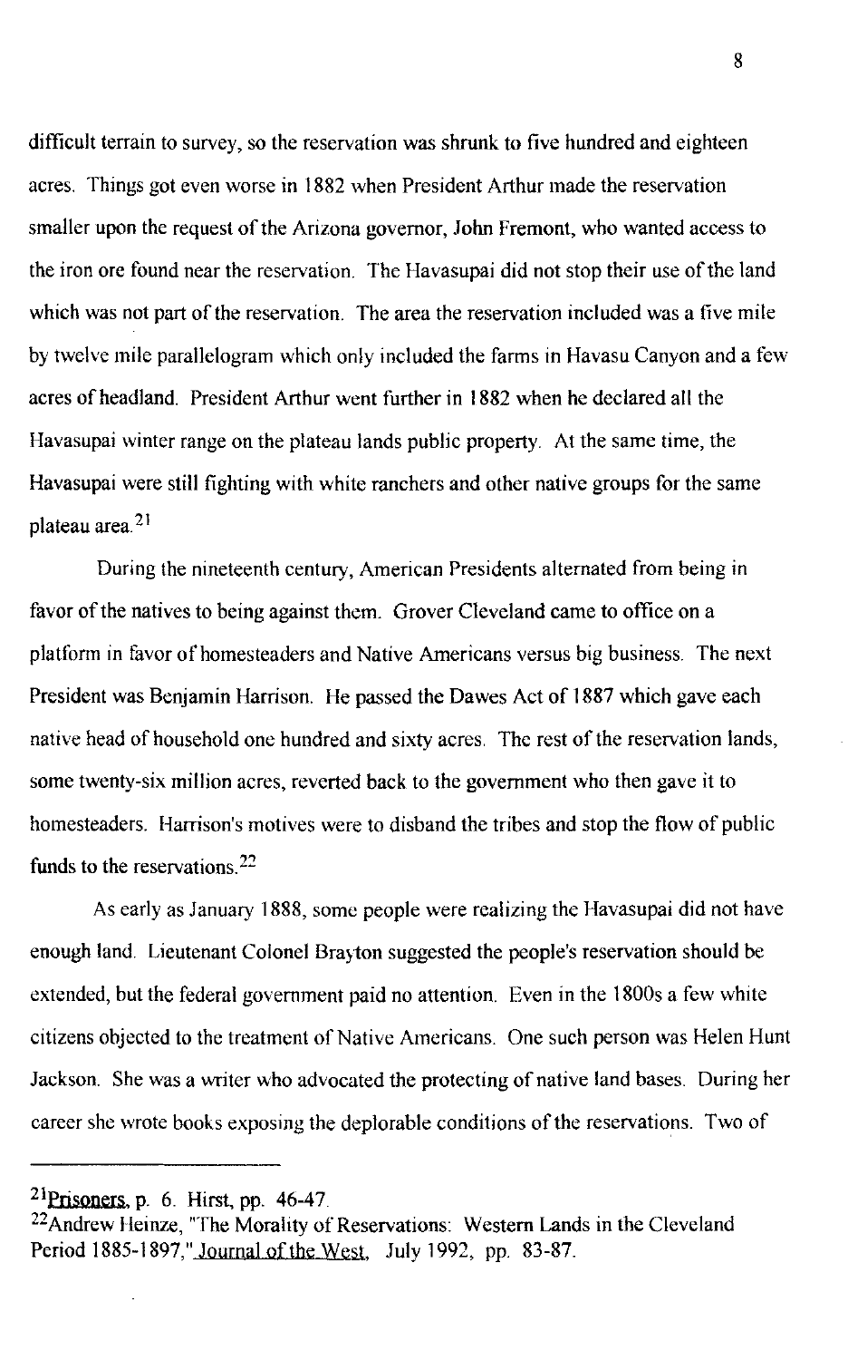difficult terrain to survey, so the reservation was shrunk to five hundred and eighteen acres. Things got even worse in 1882 when President Arthur made the reservation smaller upon the request of the Arizona governor, John Fremont, who wanted access to the iron ore found near the reservation. The Havasupai did not stop their use of the land which was not part of the reservation. The area the reservation included was a five mile by twelve mile parallelogram which only included the farms in Havasu Canyon and a few acres of headland. President Arthur went further in 1882 when he declared all the Havasupai winter range on the plateau lands public property. At the same time, the Havasupai were still fighting with white ranchers and other native groups for the same plateau area.[21]

During the nineteenth century, American Presidents alternated from being in favor of the natives to being against them. Grover Cleveland came to office on a platform in favor of homesteaders and Native Americans versus big business. The next President was Benjamin Harrison. He passed the Dawes Act of 1887 which gave each native head of household one hundred and sixty acres. The rest of the reservation lands, some twenty-six million acres, reverted back to the government who then gave it to homesteaders. Harrison's motives were to disband the tribes and stop the flow of public funds to the reservations.[22]

As early as January 1888, some people were realizing the Havasupai did not have enough land. Lieutenant Colonel Brayton suggested the people's reservation should be extended, but the federal government paid no attention. Even in the 1800s a few white citizens objected to the treatment of Native Americans. One such person was Helen Hunt Jackson. She was a writer who advocated the protecting of native land bases. During her career she wrote books exposing the deplorable conditions of the reservations. Two of

---

[21] Prisoners, p. 6. Hirst, pp. 46-47.

[22] Andrew Heinze, "The Morality of Reservations: Western Lands in the Cleveland Period 1885-1897," Journal of the West, July 1992, pp. 83-87.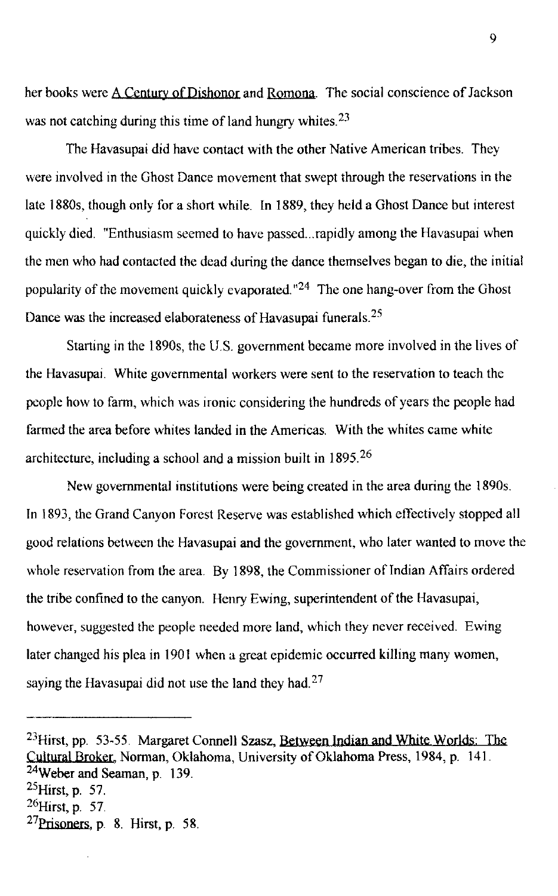her books were A Century of Dishonor and Romona. The social conscience of Jackson was not catching during this time of land hungry whites.[23]

The Havasupai did have contact with the other Native American tribes. They were involved in the Ghost Dance movement that swept through the reservations in the late 1880s, though only for a short while. In 1889, they held a Ghost Dance but interest quickly died. "Enthusiasm seemed to have passed...rapidly among the Havasupai when the men who had contacted the dead during the dance themselves began to die, the initial popularity of the movement quickly evaporated."[24] The one hang-over from the Ghost Dance was the increased elaborateness of Havasupai funerals.[25]

Starting in the 1890s, the U.S. government became more involved in the lives of the Havasupai. White governmental workers were sent to the reservation to teach the people how to farm, which was ironic considering the hundreds of years the people had farmed the area before whites landed in the Americas. With the whites came white architecture, including a school and a mission built in 1895.[26]

New governmental institutions were being created in the area during the 1890s. In 1893, the Grand Canyon Forest Reserve was established which effectively stopped all good relations between the Havasupai and the government, who later wanted to move the whole reservation from the area. By 1898, the Commissioner of Indian Affairs ordered the tribe confined to the canyon. Henry Ewing, superintendent of the Havasupai, however, suggested the people needed more land, which they never received. Ewing later changed his plea in 1901 when a great epidemic occurred killing many women, saying the Havasupai did not use the land they had.[27]

---

[23]Hirst, pp. 53-55. Margaret Connell Szasz, Between Indian and White Worlds: The Cultural Broker, Norman, Oklahoma, University of Oklahoma Press, 1984, p. 141.
[24]Weber and Seaman, p. 139.
[25]Hirst, p. 57.
[26]Hirst, p. 57.
[27]Prisoners, p. 8. Hirst, p. 58.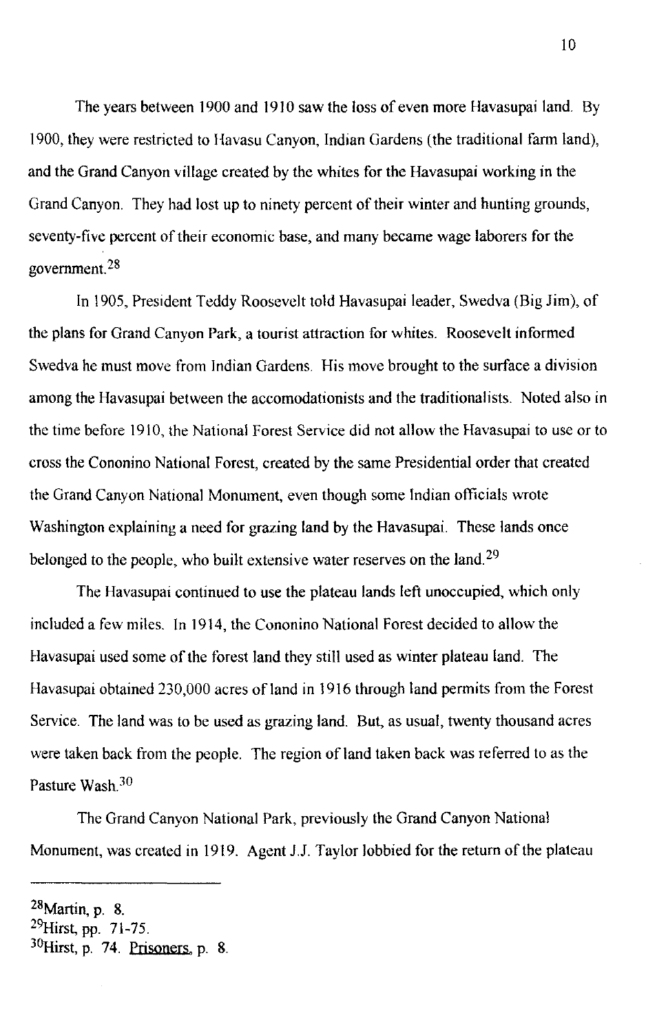The years between 1900 and 1910 saw the loss of even more Havasupai land. By 1900, they were restricted to Havasu Canyon, Indian Gardens (the traditional farm land), and the Grand Canyon village created by the whites for the Havasupai working in the Grand Canyon. They had lost up to ninety percent of their winter and hunting grounds, seventy-five percent of their economic base, and many became wage laborers for the government.[28]

In 1905, President Teddy Roosevelt told Havasupai leader, Swedva (Big Jim), of the plans for Grand Canyon Park, a tourist attraction for whites. Roosevelt informed Swedva he must move from Indian Gardens. His move brought to the surface a division among the Havasupai between the accomodationists and the traditionalists. Noted also in the time before 1910, the National Forest Service did not allow the Havasupai to use or to cross the Cononino National Forest, created by the same Presidential order that created the Grand Canyon National Monument, even though some Indian officials wrote Washington explaining a need for grazing land by the Havasupai. These lands once belonged to the people, who built extensive water reserves on the land.[29]

The Havasupai continued to use the plateau lands left unoccupied, which only included a few miles. In 1914, the Cononino National Forest decided to allow the Havasupai used some of the forest land they still used as winter plateau land. The Havasupai obtained 230,000 acres of land in 1916 through land permits from the Forest Service. The land was to be used as grazing land. But, as usual, twenty thousand acres were taken back from the people. The region of land taken back was referred to as the Pasture Wash.[30]

The Grand Canyon National Park, previously the Grand Canyon National Monument, was created in 1919. Agent J.J. Taylor lobbied for the return of the plateau

---

[28]Martin, p. 8.
[29]Hirst, pp. 71-75.
[30]Hirst, p. 74. Prisoners, p. 8.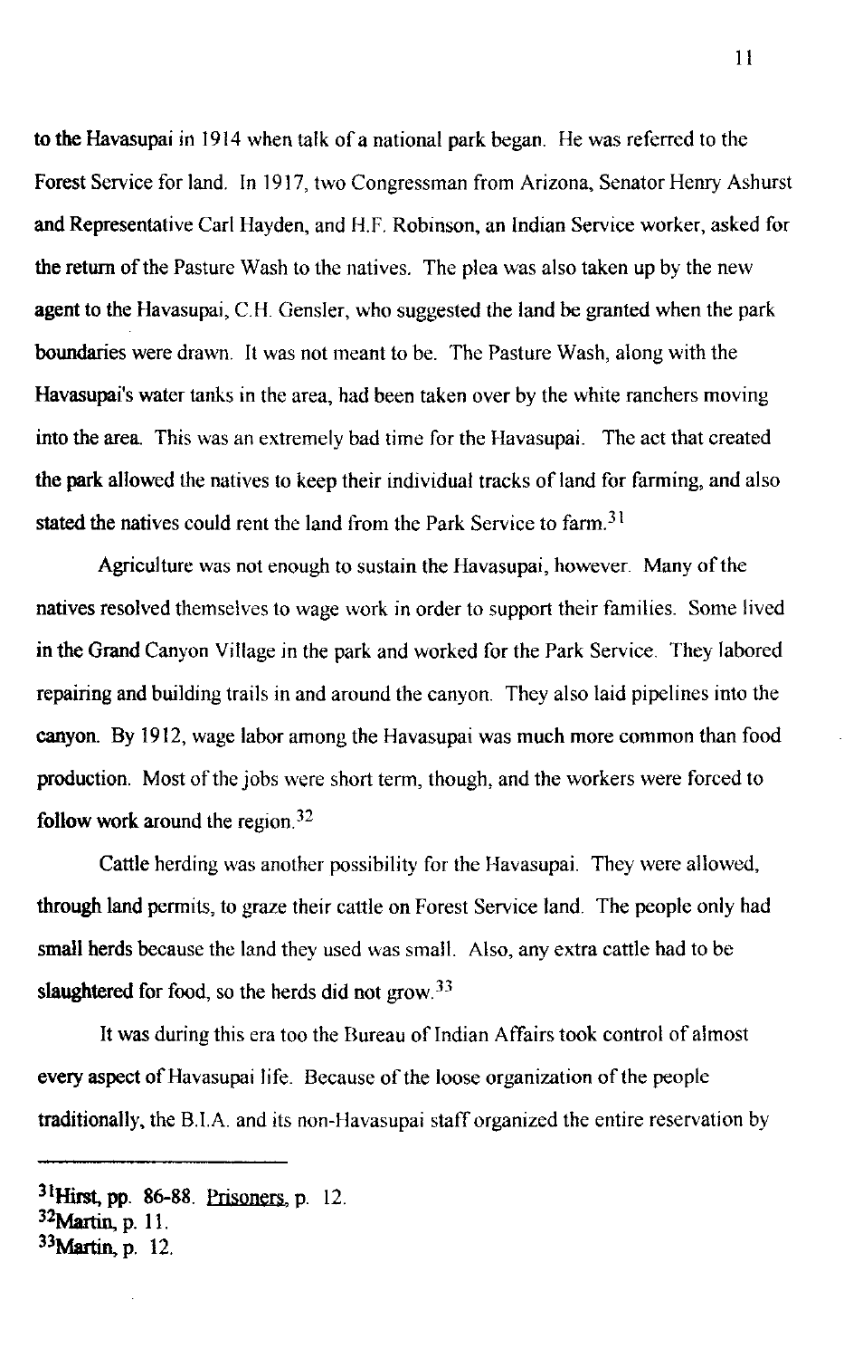to the Havasupai in 1914 when talk of a national park began. He was referred to the Forest Service for land. In 1917, two Congressman from Arizona, Senator Henry Ashurst and Representative Carl Hayden, and H.F. Robinson, an Indian Service worker, asked for the return of the Pasture Wash to the natives. The plea was also taken up by the new agent to the Havasupai, C.H. Gensler, who suggested the land be granted when the park boundaries were drawn. It was not meant to be. The Pasture Wash, along with the Havasupai's water tanks in the area, had been taken over by the white ranchers moving into the area. This was an extremely bad time for the Havasupai. The act that created the park allowed the natives to keep their individual tracks of land for farming, and also stated the natives could rent the land from the Park Service to farm.[31]

Agriculture was not enough to sustain the Havasupai, however. Many of the natives resolved themselves to wage work in order to support their families. Some lived in the Grand Canyon Village in the park and worked for the Park Service. They labored repairing and building trails in and around the canyon. They also laid pipelines into the canyon. By 1912, wage labor among the Havasupai was much more common than food production. Most of the jobs were short term, though, and the workers were forced to follow work around the region.[32]

Cattle herding was another possibility for the Havasupai. They were allowed, through land permits, to graze their cattle on Forest Service land. The people only had small herds because the land they used was small. Also, any extra cattle had to be slaughtered for food, so the herds did not grow.[33]

It was during this era too the Bureau of Indian Affairs took control of almost every aspect of Havasupai life. Because of the loose organization of the people traditionally, the B.I.A. and its non-Havasupai staff organized the entire reservation by

---

[31] Hirst, pp. 86-88. Prisoners, p. 12.
[32] Martin, p. 11.
[33] Martin, p. 12.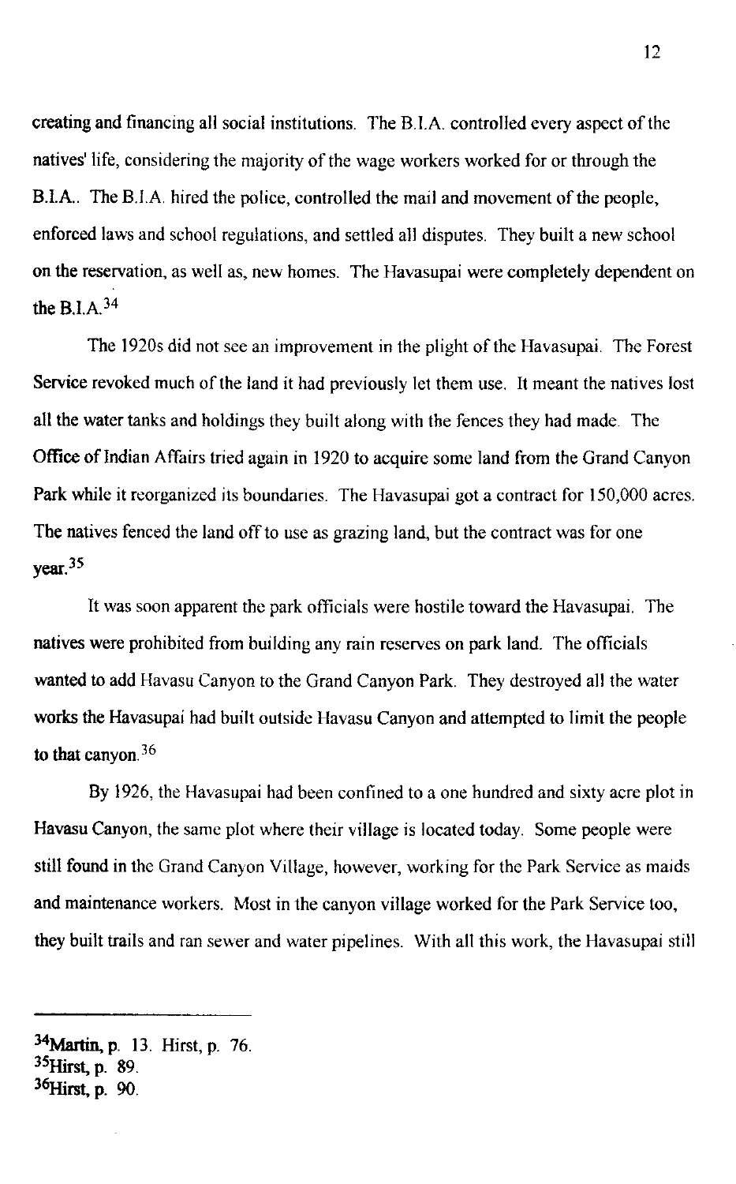creating and financing all social institutions. The B.I.A. controlled every aspect of the natives' life, considering the majority of the wage workers worked for or through the B.I.A.. The B.I.A. hired the police, controlled the mail and movement of the people, enforced laws and school regulations, and settled all disputes. They built a new school on the reservation, as well as, new homes. The Havasupai were completely dependent on the B.I.A.[34]

The 1920s did not see an improvement in the plight of the Havasupai. The Forest Service revoked much of the land it had previously let them use. It meant the natives lost all the water tanks and holdings they built along with the fences they had made. The Office of Indian Affairs tried again in 1920 to acquire some land from the Grand Canyon Park while it reorganized its boundaries. The Havasupai got a contract for 150,000 acres. The natives fenced the land off to use as grazing land, but the contract was for one year.[35]

It was soon apparent the park officials were hostile toward the Havasupai. The natives were prohibited from building any rain reserves on park land. The officials wanted to add Havasu Canyon to the Grand Canyon Park. They destroyed all the water works the Havasupai had built outside Havasu Canyon and attempted to limit the people to that canyon.[36]

By 1926, the Havasupai had been confined to a one hundred and sixty acre plot in Havasu Canyon, the same plot where their village is located today. Some people were still found in the Grand Canyon Village, however, working for the Park Service as maids and maintenance workers. Most in the canyon village worked for the Park Service too, they built trails and ran sewer and water pipelines. With all this work, the Havasupai still

---

[34]Martin, p. 13. Hirst, p. 76.
[35]Hirst, p. 89.
[36]Hirst, p. 90.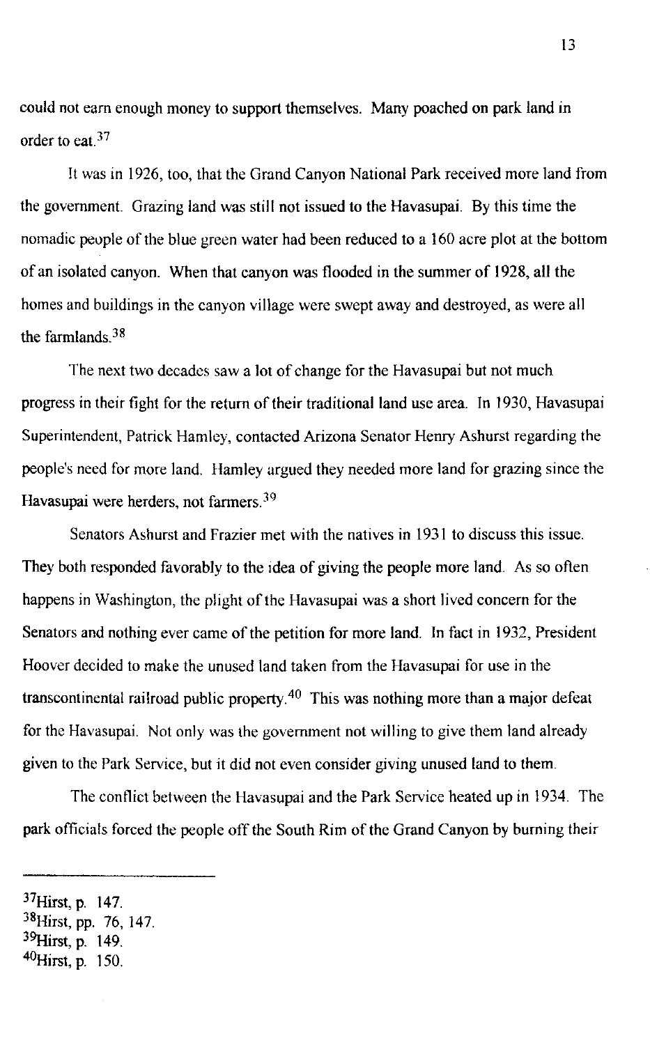could not earn enough money to support themselves. Many poached on park land in order to eat.[37]

It was in 1926, too, that the Grand Canyon National Park received more land from the government. Grazing land was still not issued to the Havasupai. By this time the nomadic people of the blue green water had been reduced to a 160 acre plot at the bottom of an isolated canyon. When that canyon was flooded in the summer of 1928, all the homes and buildings in the canyon village were swept away and destroyed, as were all the farmlands.[38]

The next two decades saw a lot of change for the Havasupai but not much progress in their fight for the return of their traditional land use area. In 1930, Havasupai Superintendent, Patrick Hamley, contacted Arizona Senator Henry Ashurst regarding the people's need for more land. Hamley argued they needed more land for grazing since the Havasupai were herders, not farmers.[39]

Senators Ashurst and Frazier met with the natives in 1931 to discuss this issue. They both responded favorably to the idea of giving the people more land. As so often happens in Washington, the plight of the Havasupai was a short lived concern for the Senators and nothing ever came of the petition for more land. In fact in 1932, President Hoover decided to make the unused land taken from the Havasupai for use in the transcontinental railroad public property.[40] This was nothing more than a major defeat for the Havasupai. Not only was the government not willing to give them land already given to the Park Service, but it did not even consider giving unused land to them.

The conflict between the Havasupai and the Park Service heated up in 1934. The park officials forced the people off the South Rim of the Grand Canyon by burning their

---

[37]Hirst, p. 147.
[38]Hirst, pp. 76, 147.
[39]Hirst, p. 149.
[40]Hirst, p. 150.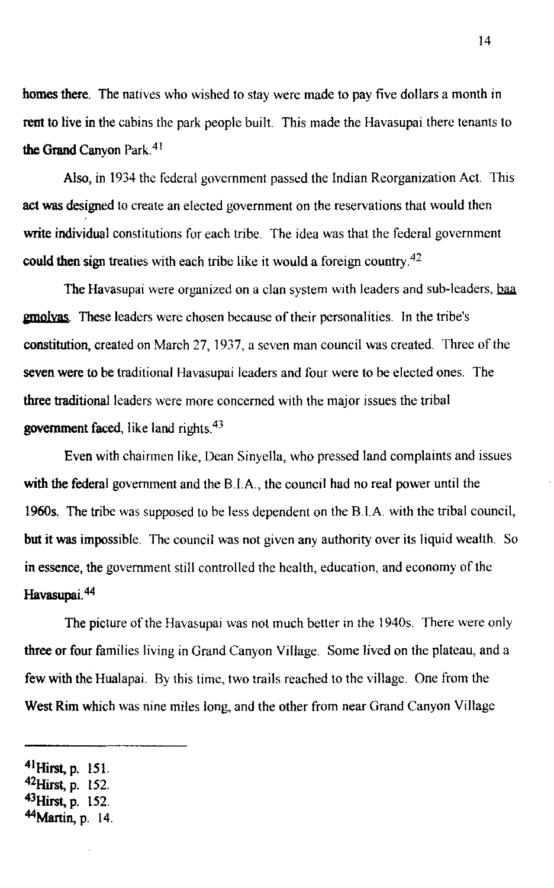homes there. The natives who wished to stay were made to pay five dollars a month in rent to live in the cabins the park people built. This made the Havasupai there tenants to the Grand Canyon Park.[41]

Also, in 1934 the federal government passed the Indian Reorganization Act. This act was designed to create an elected government on the reservations that would then write individual constitutions for each tribe. The idea was that the federal government could then sign treaties with each tribe like it would a foreign country.[42]

The Havasupai were organized on a clan system with leaders and sub-leaders, baa gmolyas. These leaders were chosen because of their personalities. In the tribe's constitution, created on March 27, 1937, a seven man council was created. Three of the seven were to be traditional Havasupai leaders and four were to be elected ones. The three traditional leaders were more concerned with the major issues the tribal government faced, like land rights.[43]

Even with chairmen like, Dean Sinyella, who pressed land complaints and issues with the federal government and the B.I.A., the council had no real power until the 1960s. The tribe was supposed to be less dependent on the B.I.A. with the tribal council, but it was impossible. The council was not given any authority over its liquid wealth. So in essence, the government still controlled the health, education, and economy of the Havasupai.[44]

The picture of the Havasupai was not much better in the 1940s. There were only three or four families living in Grand Canyon Village. Some lived on the plateau, and a few with the Hualapai. By this time, two trails reached to the village. One from the West Rim which was nine miles long, and the other from near Grand Canyon Village

---

[41] Hirst, p. 151.
[42] Hirst, p. 152.
[43] Hirst, p. 152.
[44] Martin, p. 14.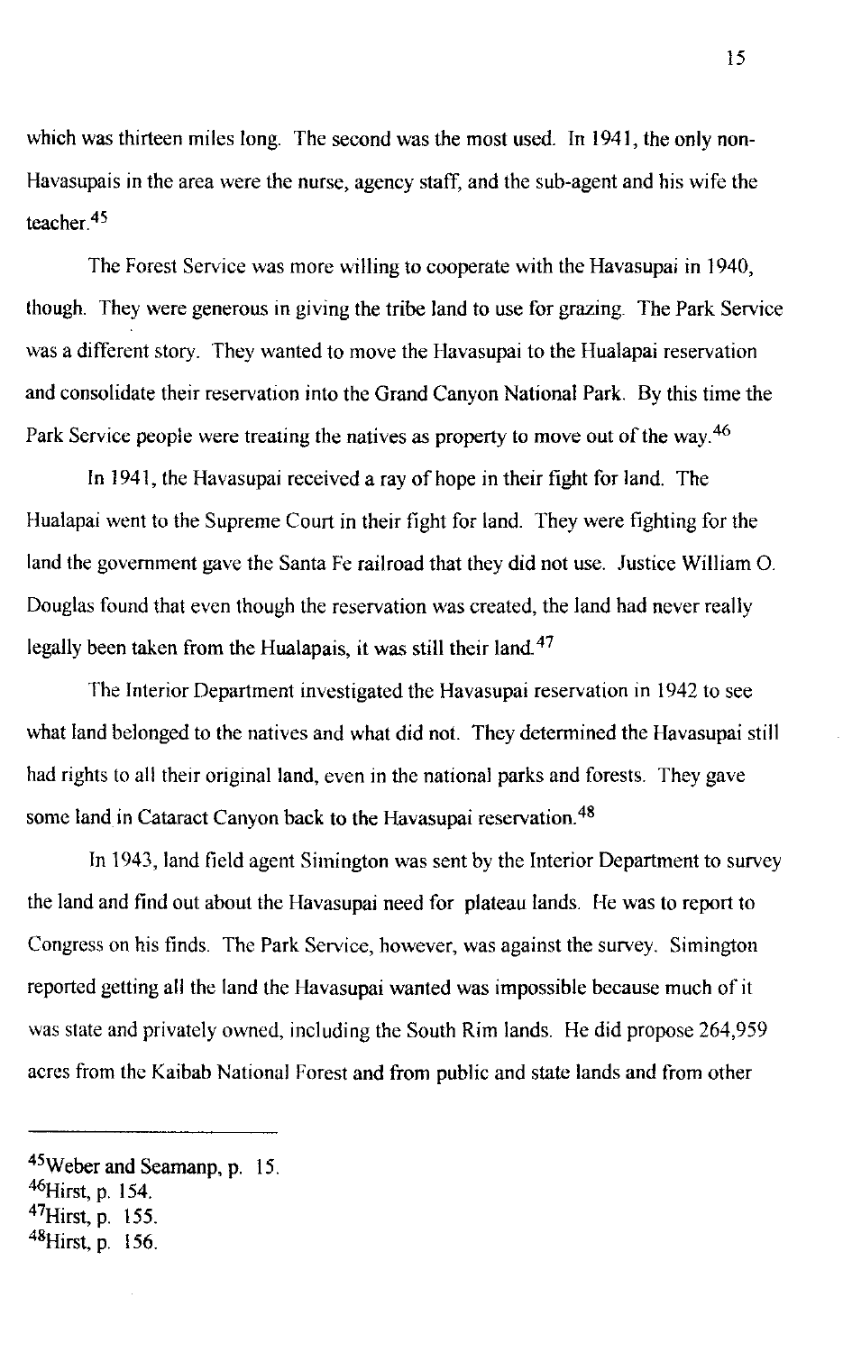which was thirteen miles long. The second was the most used. In 1941, the only non-Havasupais in the area were the nurse, agency staff, and the sub-agent and his wife the teacher.[45]

The Forest Service was more willing to cooperate with the Havasupai in 1940, though. They were generous in giving the tribe land to use for grazing. The Park Service was a different story. They wanted to move the Havasupai to the Hualapai reservation and consolidate their reservation into the Grand Canyon National Park. By this time the Park Service people were treating the natives as property to move out of the way.[46]

In 1941, the Havasupai received a ray of hope in their fight for land. The Hualapai went to the Supreme Court in their fight for land. They were fighting for the land the government gave the Santa Fe railroad that they did not use. Justice William O. Douglas found that even though the reservation was created, the land had never really legally been taken from the Hualapais, it was still their land.[47]

The Interior Department investigated the Havasupai reservation in 1942 to see what land belonged to the natives and what did not. They determined the Havasupai still had rights to all their original land, even in the national parks and forests. They gave some land in Cataract Canyon back to the Havasupai reservation.[48]

In 1943, land field agent Simington was sent by the Interior Department to survey the land and find out about the Havasupai need for plateau lands. He was to report to Congress on his finds. The Park Service, however, was against the survey. Simington reported getting all the land the Havasupai wanted was impossible because much of it was state and privately owned, including the South Rim lands. He did propose 264,959 acres from the Kaibab National Forest and from public and state lands and from other

---

[45]Weber and Seamanp, p. 15.
[46]Hirst, p. 154.
[47]Hirst, p. 155.
[48]Hirst, p. 156.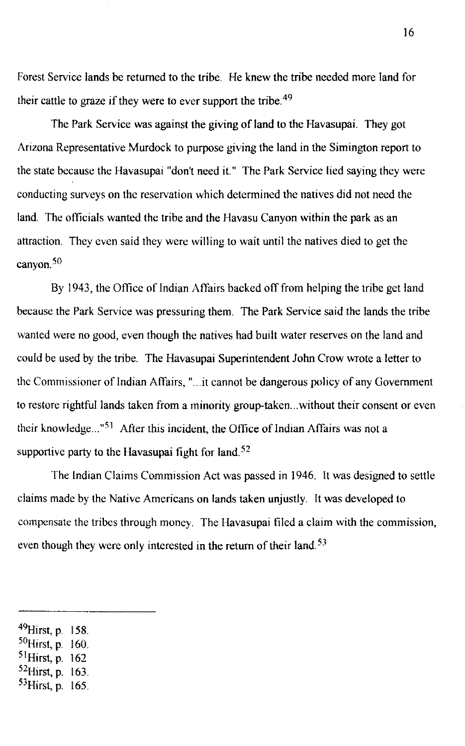Forest Service lands be returned to the tribe. He knew the tribe needed more land for their cattle to graze if they were to ever support the tribe.[49]

The Park Service was against the giving of land to the Havasupai. They got Arizona Representative Murdock to purpose giving the land in the Simington report to the state because the Havasupai "don't need it." The Park Service lied saying they were conducting surveys on the reservation which determined the natives did not need the land. The officials wanted the tribe and the Havasu Canyon within the park as an attraction. They even said they were willing to wait until the natives died to get the canyon.[50]

By 1943, the Office of Indian Affairs backed off from helping the tribe get land because the Park Service was pressuring them. The Park Service said the lands the tribe wanted were no good, even though the natives had built water reserves on the land and could be used by the tribe. The Havasupai Superintendent John Crow wrote a letter to the Commissioner of Indian Affairs, "...it cannot be dangerous policy of any Government to restore rightful lands taken from a minority group-taken...without their consent or even their knowledge..."[51] After this incident, the Office of Indian Affairs was not a supportive party to the Havasupai fight for land.[52]

The Indian Claims Commission Act was passed in 1946. It was designed to settle claims made by the Native Americans on lands taken unjustly. It was developed to compensate the tribes through money. The Havasupai filed a claim with the commission, even though they were only interested in the return of their land.[53]

---

[49]Hirst, p. 158.
[50]Hirst, p. 160.
[51]Hirst, p. 162
[52]Hirst, p. 163.
[53]Hirst, p. 165.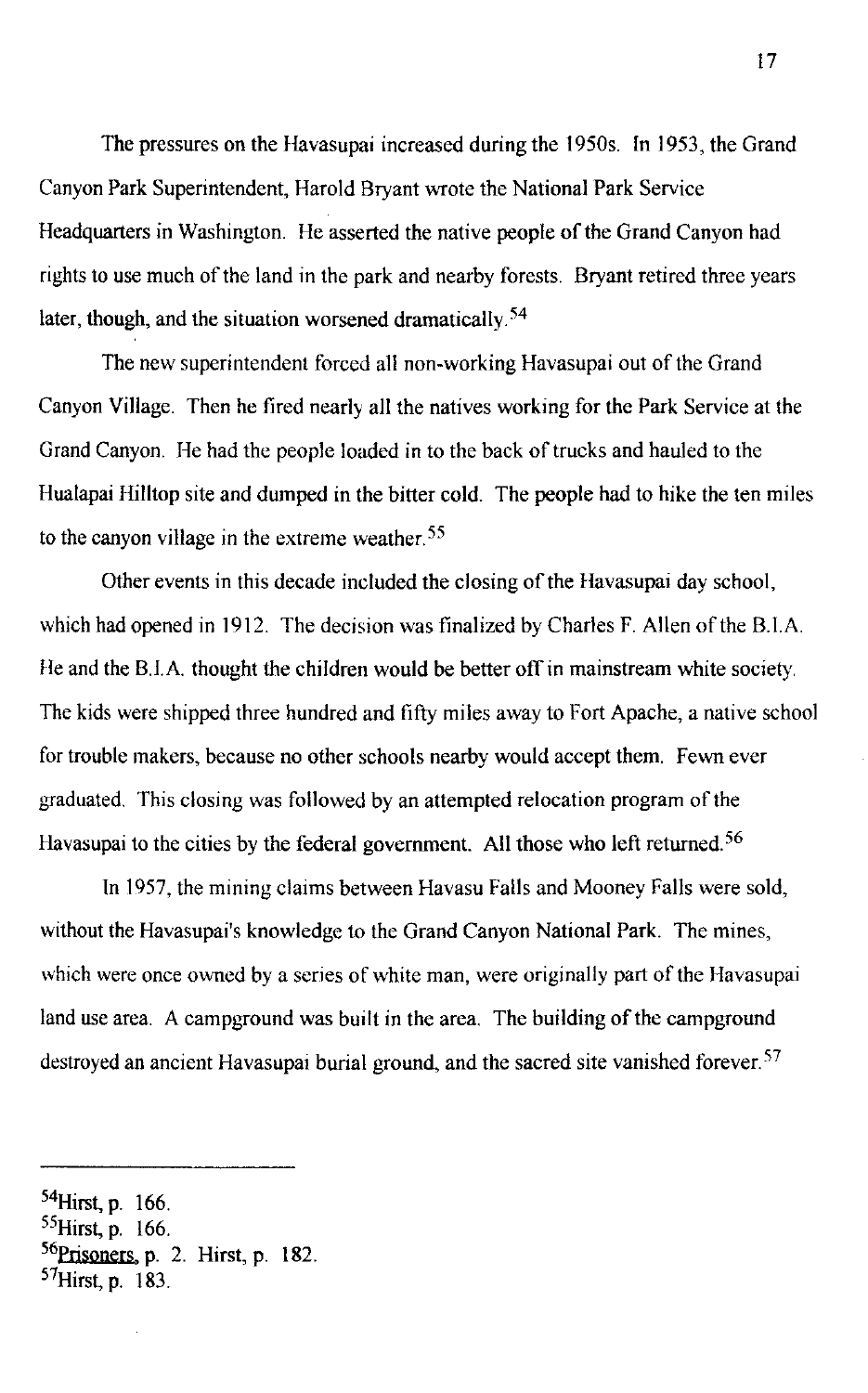The pressures on the Havasupai increased during the 1950s. In 1953, the Grand Canyon Park Superintendent, Harold Bryant wrote the National Park Service Headquarters in Washington. He asserted the native people of the Grand Canyon had rights to use much of the land in the park and nearby forests. Bryant retired three years later, though, and the situation worsened dramatically.[54]

The new superintendent forced all non-working Havasupai out of the Grand Canyon Village. Then he fired nearly all the natives working for the Park Service at the Grand Canyon. He had the people loaded in to the back of trucks and hauled to the Hualapai Hilltop site and dumped in the bitter cold. The people had to hike the ten miles to the canyon village in the extreme weather.[55]

Other events in this decade included the closing of the Havasupai day school, which had opened in 1912. The decision was finalized by Charles F. Allen of the B.I.A. He and the B.I.A. thought the children would be better off in mainstream white society. The kids were shipped three hundred and fifty miles away to Fort Apache, a native school for trouble makers, because no other schools nearby would accept them. Fewn ever graduated. This closing was followed by an attempted relocation program of the Havasupai to the cities by the federal government. All those who left returned.[56]

In 1957, the mining claims between Havasu Falls and Mooney Falls were sold, without the Havasupai's knowledge to the Grand Canyon National Park. The mines, which were once owned by a series of white man, were originally part of the Havasupai land use area. A campground was built in the area. The building of the campground destroyed an ancient Havasupai burial ground, and the sacred site vanished forever.[57]

---

[54]Hirst, p. 166.
[55]Hirst, p. 166.
[56]Prisoners, p. 2. Hirst, p. 182.
[57]Hirst, p. 183.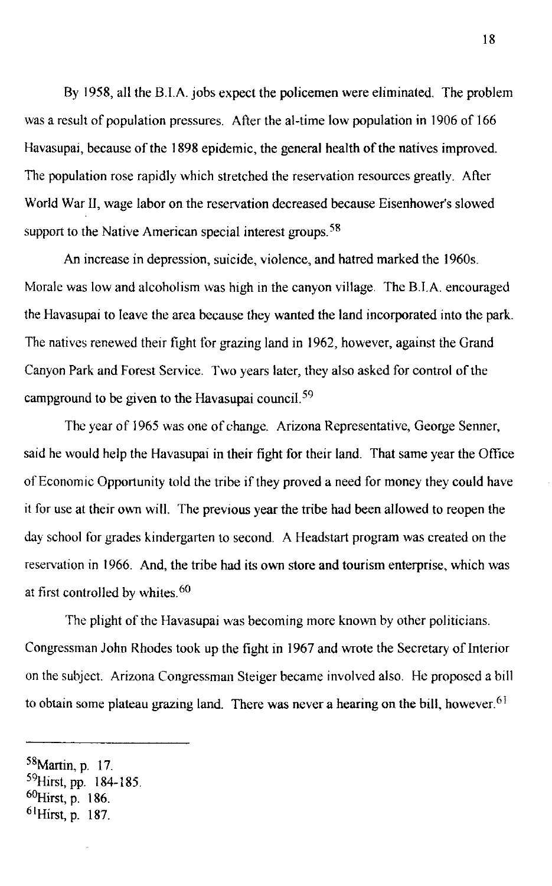By 1958, all the B.I.A. jobs expect the policemen were eliminated. The problem was a result of population pressures. After the al-time low population in 1906 of 166 Havasupai, because of the 1898 epidemic, the general health of the natives improved. The population rose rapidly which stretched the reservation resources greatly. After World War II, wage labor on the reservation decreased because Eisenhower's slowed support to the Native American special interest groups.[58]

An increase in depression, suicide, violence, and hatred marked the 1960s. Morale was low and alcoholism was high in the canyon village. The B.I.A. encouraged the Havasupai to leave the area because they wanted the land incorporated into the park. The natives renewed their fight for grazing land in 1962, however, against the Grand Canyon Park and Forest Service. Two years later, they also asked for control of the campground to be given to the Havasupai council.[59]

The year of 1965 was one of change. Arizona Representative, George Senner, said he would help the Havasupai in their fight for their land. That same year the Office of Economic Opportunity told the tribe if they proved a need for money they could have it for use at their own will. The previous year the tribe had been allowed to reopen the day school for grades kindergarten to second. A Headstart program was created on the reservation in 1966. And, the tribe had its own store and tourism enterprise, which was at first controlled by whites.[60]

The plight of the Havasupai was becoming more known by other politicians. Congressman John Rhodes took up the fight in 1967 and wrote the Secretary of Interior on the subject. Arizona Congressman Steiger became involved also. He proposed a bill to obtain some plateau grazing land. There was never a hearing on the bill, however.[61]

---

[58]Martin, p. 17.
[59]Hirst, pp. 184-185.
[60]Hirst, p. 186.
[61]Hirst, p. 187.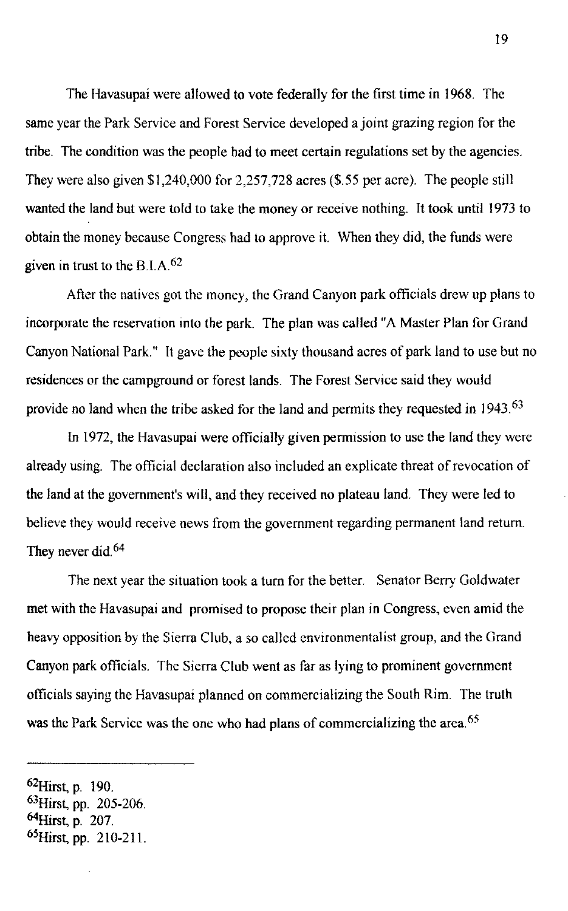The Havasupai were allowed to vote federally for the first time in 1968. The same year the Park Service and Forest Service developed a joint grazing region for the tribe. The condition was the people had to meet certain regulations set by the agencies. They were also given $1,240,000 for 2,257,728 acres ($.55 per acre). The people still wanted the land but were told to take the money or receive nothing. It took until 1973 to obtain the money because Congress had to approve it. When they did, the funds were given in trust to the B.I.A.[62]

After the natives got the money, the Grand Canyon park officials drew up plans to incorporate the reservation into the park. The plan was called "A Master Plan for Grand Canyon National Park." It gave the people sixty thousand acres of park land to use but no residences or the campground or forest lands. The Forest Service said they would provide no land when the tribe asked for the land and permits they requested in 1943.[63]

In 1972, the Havasupai were officially given permission to use the land they were already using. The official declaration also included an explicate threat of revocation of the land at the government's will, and they received no plateau land. They were led to believe they would receive news from the government regarding permanent land return. They never did.[64]

The next year the situation took a turn for the better. Senator Berry Goldwater met with the Havasupai and promised to propose their plan in Congress, even amid the heavy opposition by the Sierra Club, a so called environmentalist group, and the Grand Canyon park officials. The Sierra Club went as far as lying to prominent government officials saying the Havasupai planned on commercializing the South Rim. The truth was the Park Service was the one who had plans of commercializing the area.[65]

---

[62]Hirst, p. 190.
[63]Hirst, pp. 205-206.
[64]Hirst, p. 207.
[65]Hirst, pp. 210-211.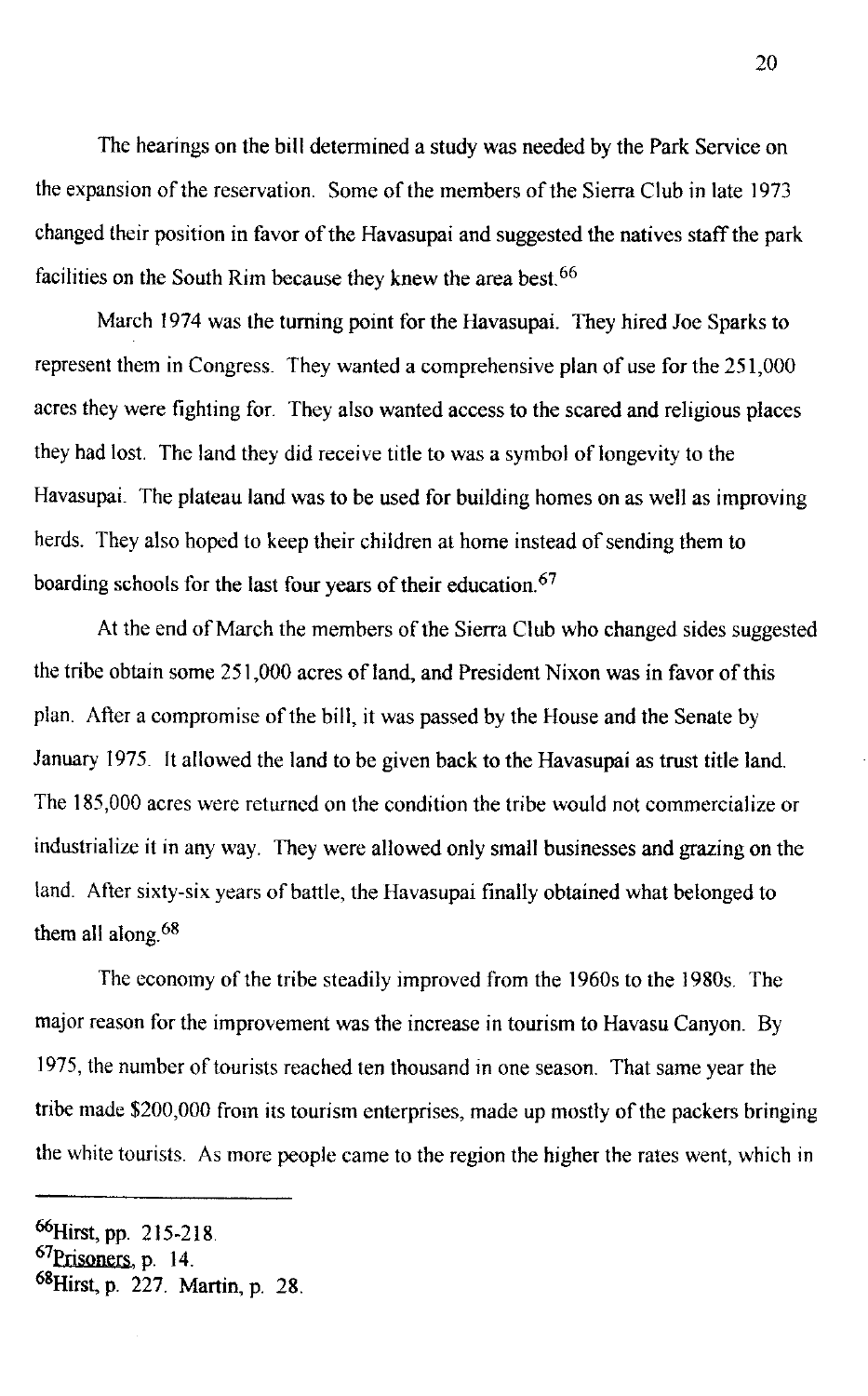The hearings on the bill determined a study was needed by the Park Service on the expansion of the reservation. Some of the members of the Sierra Club in late 1973 changed their position in favor of the Havasupai and suggested the natives staff the park facilities on the South Rim because they knew the area best.[66]

March 1974 was the turning point for the Havasupai. They hired Joe Sparks to represent them in Congress. They wanted a comprehensive plan of use for the 251,000 acres they were fighting for. They also wanted access to the scared and religious places they had lost. The land they did receive title to was a symbol of longevity to the Havasupai. The plateau land was to be used for building homes on as well as improving herds. They also hoped to keep their children at home instead of sending them to boarding schools for the last four years of their education.[67]

At the end of March the members of the Sierra Club who changed sides suggested the tribe obtain some 251,000 acres of land, and President Nixon was in favor of this plan. After a compromise of the bill, it was passed by the House and the Senate by January 1975. It allowed the land to be given back to the Havasupai as trust title land. The 185,000 acres were returned on the condition the tribe would not commercialize or industrialize it in any way. They were allowed only small businesses and grazing on the land. After sixty-six years of battle, the Havasupai finally obtained what belonged to them all along.[68]

The economy of the tribe steadily improved from the 1960s to the 1980s. The major reason for the improvement was the increase in tourism to Havasu Canyon. By 1975, the number of tourists reached ten thousand in one season. That same year the tribe made $200,000 from its tourism enterprises, made up mostly of the packers bringing the white tourists. As more people came to the region the higher the rates went, which in

---

[66]Hirst, pp. 215-218.
[67]Prisoners, p. 14.
[68]Hirst, p. 227. Martin, p. 28.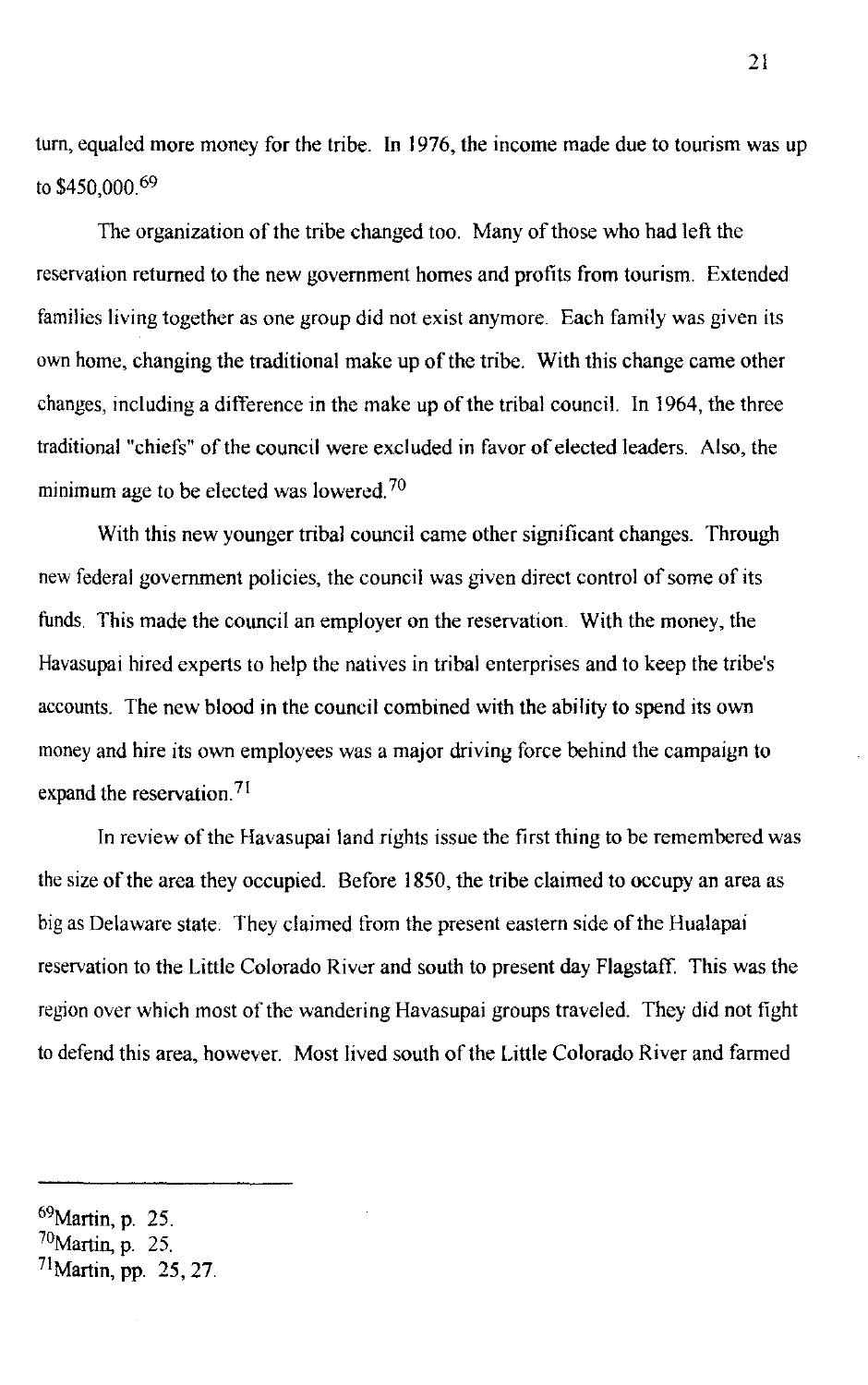turn, equaled more money for the tribe. In 1976, the income made due to tourism was up to $450,000.[69]

The organization of the tribe changed too. Many of those who had left the reservation returned to the new government homes and profits from tourism. Extended families living together as one group did not exist anymore. Each family was given its own home, changing the traditional make up of the tribe. With this change came other changes, including a difference in the make up of the tribal council. In 1964, the three traditional "chiefs" of the council were excluded in favor of elected leaders. Also, the minimum age to be elected was lowered.[70]

With this new younger tribal council came other significant changes. Through new federal government policies, the council was given direct control of some of its funds. This made the council an employer on the reservation. With the money, the Havasupai hired experts to help the natives in tribal enterprises and to keep the tribe's accounts. The new blood in the council combined with the ability to spend its own money and hire its own employees was a major driving force behind the campaign to expand the reservation.[71]

In review of the Havasupai land rights issue the first thing to be remembered was the size of the area they occupied. Before 1850, the tribe claimed to occupy an area as big as Delaware state. They claimed from the present eastern side of the Hualapai reservation to the Little Colorado River and south to present day Flagstaff. This was the region over which most of the wandering Havasupai groups traveled. They did not fight to defend this area, however. Most lived south of the Little Colorado River and farmed

---

[69]Martin, p. 25.
[70]Martin, p. 25.
[71]Martin, pp. 25, 27.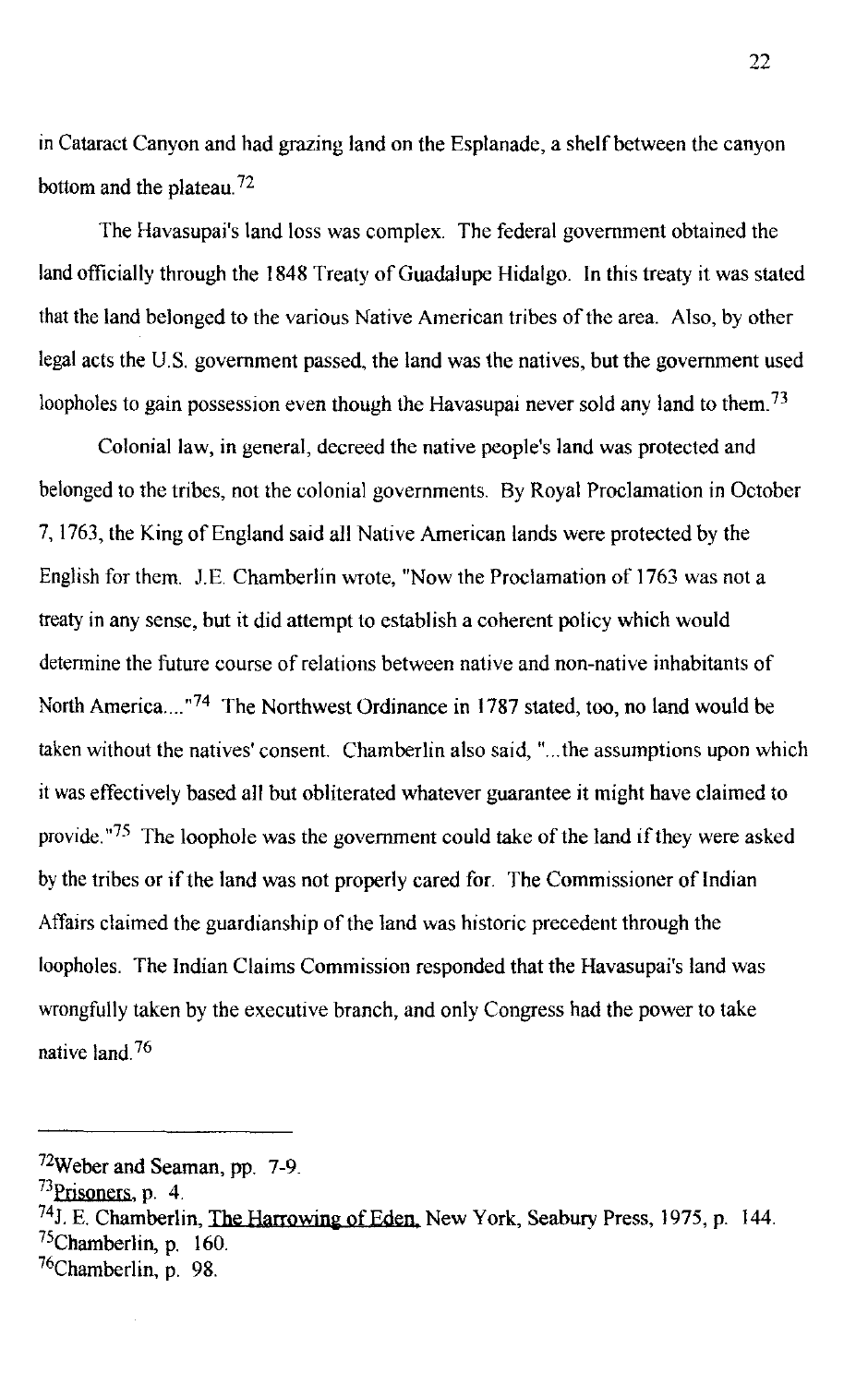in Cataract Canyon and had grazing land on the Esplanade, a shelf between the canyon bottom and the plateau.[72]

The Havasupai's land loss was complex. The federal government obtained the land officially through the 1848 Treaty of Guadalupe Hidalgo. In this treaty it was stated that the land belonged to the various Native American tribes of the area. Also, by other legal acts the U.S. government passed, the land was the natives, but the government used loopholes to gain possession even though the Havasupai never sold any land to them.[73]

Colonial law, in general, decreed the native people's land was protected and belonged to the tribes, not the colonial governments. By Royal Proclamation in October 7, 1763, the King of England said all Native American lands were protected by the English for them. J.E. Chamberlin wrote, "Now the Proclamation of 1763 was not a treaty in any sense, but it did attempt to establish a coherent policy which would determine the future course of relations between native and non-native inhabitants of North America...."[74] The Northwest Ordinance in 1787 stated, too, no land would be taken without the natives' consent. Chamberlin also said, "...the assumptions upon which it was effectively based all but obliterated whatever guarantee it might have claimed to provide."[75] The loophole was the government could take of the land if they were asked by the tribes or if the land was not properly cared for. The Commissioner of Indian Affairs claimed the guardianship of the land was historic precedent through the loopholes. The Indian Claims Commission responded that the Havasupai's land was wrongfully taken by the executive branch, and only Congress had the power to take native land.[76]

---

[72]Weber and Seaman, pp. 7-9.

[73]Prisoners, p. 4.

[74]J. E. Chamberlin, The Harrowing of Eden, New York, Seabury Press, 1975, p. 144.

[75]Chamberlin, p. 160.

[76]Chamberlin, p. 98.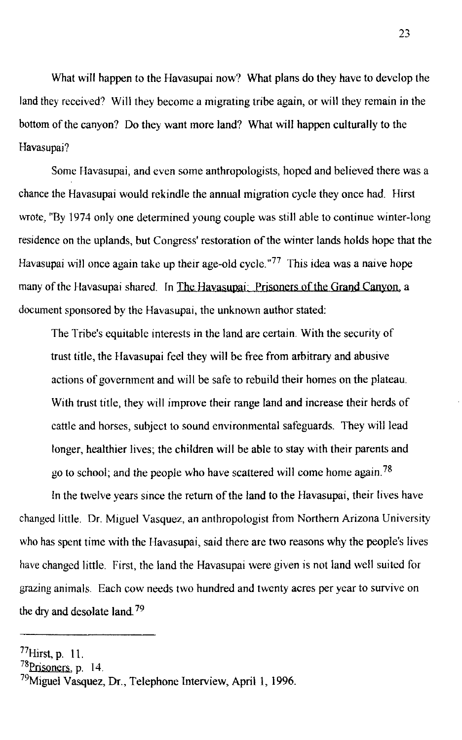What will happen to the Havasupai now? What plans do they have to develop the land they received? Will they become a migrating tribe again, or will they remain in the bottom of the canyon? Do they want more land? What will happen culturally to the Havasupai?

Some Havasupai, and even some anthropologists, hoped and believed there was a chance the Havasupai would rekindle the annual migration cycle they once had. Hirst wrote, "By 1974 only one determined young couple was still able to continue winter-long residence on the uplands, but Congress' restoration of the winter lands holds hope that the Havasupai will once again take up their age-old cycle."[77] This idea was a naive hope many of the Havasupai shared. In The Havasupai: Prisoners of the Grand Canyon, a document sponsored by the Havasupai, the unknown author stated:

> The Tribe's equitable interests in the land are certain. With the security of trust title, the Havasupai feel they will be free from arbitrary and abusive actions of government and will be safe to rebuild their homes on the plateau. With trust title, they will improve their range land and increase their herds of cattle and horses, subject to sound environmental safeguards. They will lead longer, healthier lives; the children will be able to stay with their parents and go to school; and the people who have scattered will come home again.[78]

In the twelve years since the return of the land to the Havasupai, their lives have changed little. Dr. Miguel Vasquez, an anthropologist from Northern Arizona University who has spent time with the Havasupai, said there are two reasons why the people's lives have changed little. First, the land the Havasupai were given is not land well suited for grazing animals. Each cow needs two hundred and twenty acres per year to survive on the dry and desolate land.[79]

---

[77] Hirst, p. 11.
[78] Prisoners, p. 14.
[79] Miguel Vasquez, Dr., Telephone Interview, April 1, 1996.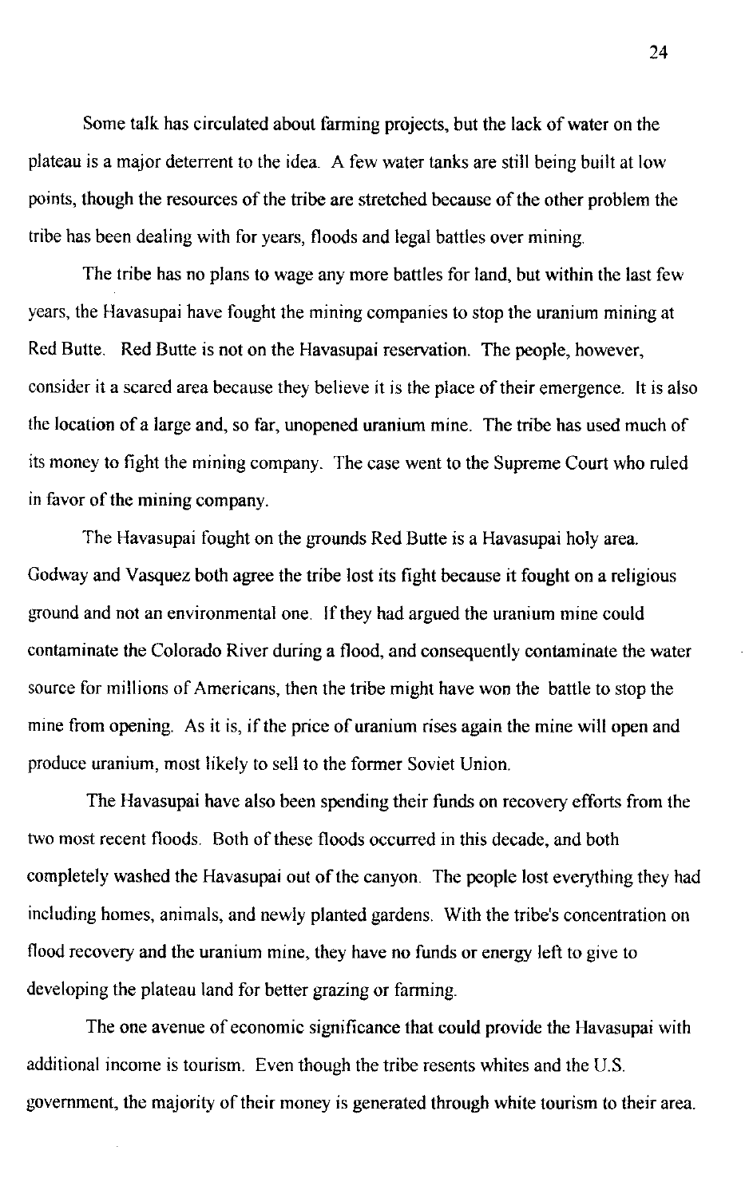Some talk has circulated about farming projects, but the lack of water on the plateau is a major deterrent to the idea. A few water tanks are still being built at low points, though the resources of the tribe are stretched because of the other problem the tribe has been dealing with for years, floods and legal battles over mining.

The tribe has no plans to wage any more battles for land, but within the last few years, the Havasupai have fought the mining companies to stop the uranium mining at Red Butte. Red Butte is not on the Havasupai reservation. The people, however, consider it a scared area because they believe it is the place of their emergence. It is also the location of a large and, so far, unopened uranium mine. The tribe has used much of its money to fight the mining company. The case went to the Supreme Court who ruled in favor of the mining company.

The Havasupai fought on the grounds Red Butte is a Havasupai holy area. Godway and Vasquez both agree the tribe lost its fight because it fought on a religious ground and not an environmental one. If they had argued the uranium mine could contaminate the Colorado River during a flood, and consequently contaminate the water source for millions of Americans, then the tribe might have won the battle to stop the mine from opening. As it is, if the price of uranium rises again the mine will open and produce uranium, most likely to sell to the former Soviet Union.

The Havasupai have also been spending their funds on recovery efforts from the two most recent floods. Both of these floods occurred in this decade, and both completely washed the Havasupai out of the canyon. The people lost everything they had including homes, animals, and newly planted gardens. With the tribe's concentration on flood recovery and the uranium mine, they have no funds or energy left to give to developing the plateau land for better grazing or farming.

The one avenue of economic significance that could provide the Havasupai with additional income is tourism. Even though the tribe resents whites and the U.S. government, the majority of their money is generated through white tourism to their area.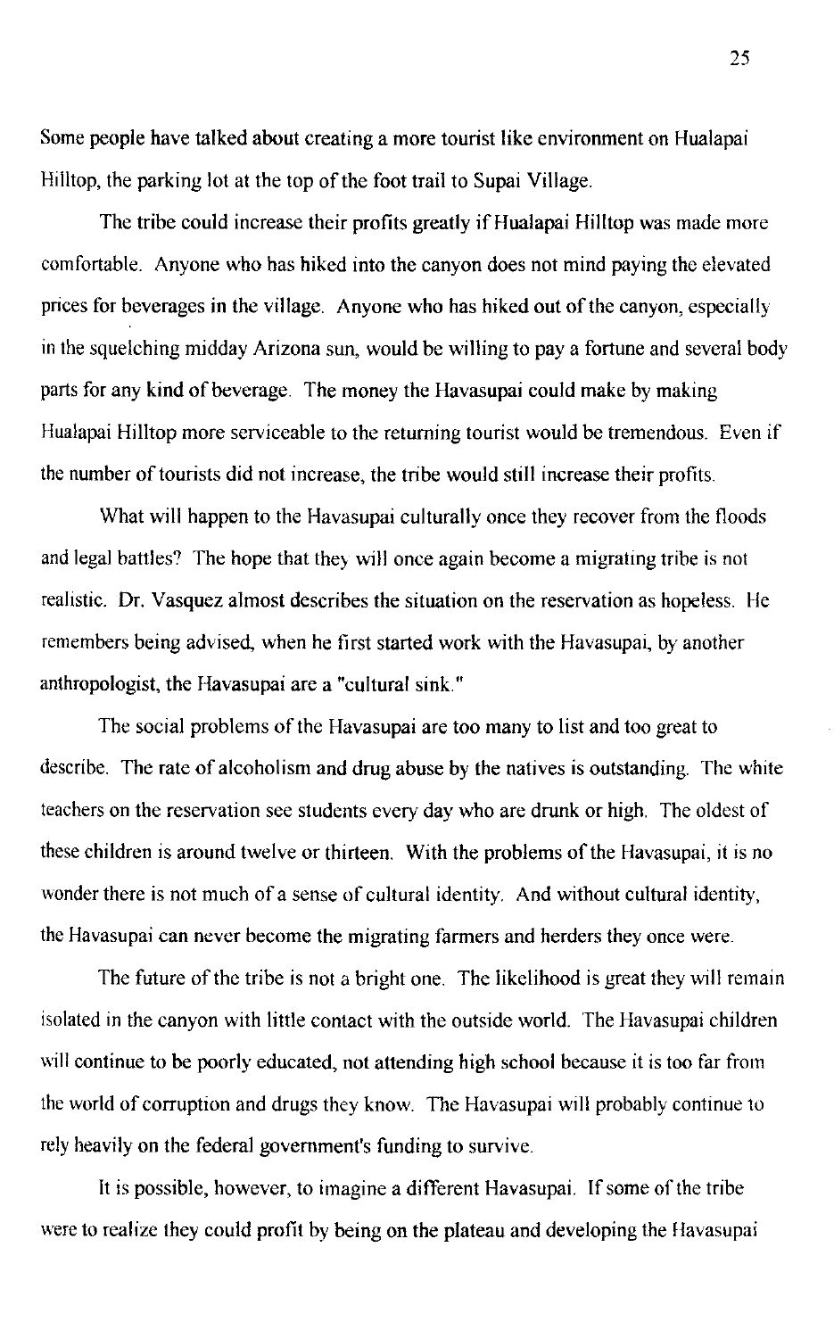Some people have talked about creating a more tourist like environment on Hualapai Hilltop, the parking lot at the top of the foot trail to Supai Village.

The tribe could increase their profits greatly if Hualapai Hilltop was made more comfortable. Anyone who has hiked into the canyon does not mind paying the elevated prices for beverages in the village. Anyone who has hiked out of the canyon, especially in the squelching midday Arizona sun, would be willing to pay a fortune and several body parts for any kind of beverage. The money the Havasupai could make by making Hualapai Hilltop more serviceable to the returning tourist would be tremendous. Even if the number of tourists did not increase, the tribe would still increase their profits.

What will happen to the Havasupai culturally once they recover from the floods and legal battles? The hope that they will once again become a migrating tribe is not realistic. Dr. Vasquez almost describes the situation on the reservation as hopeless. He remembers being advised, when he first started work with the Havasupai, by another anthropologist, the Havasupai are a "cultural sink."

The social problems of the Havasupai are too many to list and too great to describe. The rate of alcoholism and drug abuse by the natives is outstanding. The white teachers on the reservation see students every day who are drunk or high. The oldest of these children is around twelve or thirteen. With the problems of the Havasupai, it is no wonder there is not much of a sense of cultural identity. And without cultural identity, the Havasupai can never become the migrating farmers and herders they once were.

The future of the tribe is not a bright one. The likelihood is great they will remain isolated in the canyon with little contact with the outside world. The Havasupai children will continue to be poorly educated, not attending high school because it is too far from the world of corruption and drugs they know. The Havasupai will probably continue to rely heavily on the federal government's funding to survive.

It is possible, however, to imagine a different Havasupai. If some of the tribe were to realize they could profit by being on the plateau and developing the Havasupai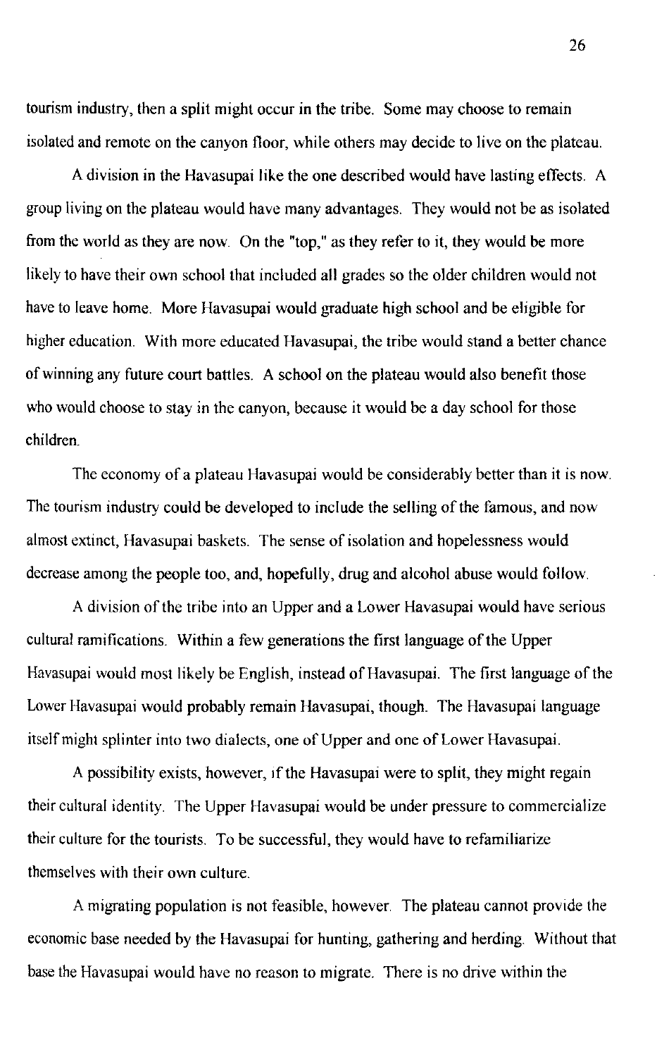tourism industry, then a split might occur in the tribe. Some may choose to remain isolated and remote on the canyon floor, while others may decide to live on the plateau.

A division in the Havasupai like the one described would have lasting effects. A group living on the plateau would have many advantages. They would not be as isolated from the world as they are now. On the "top," as they refer to it, they would be more likely to have their own school that included all grades so the older children would not have to leave home. More Havasupai would graduate high school and be eligible for higher education. With more educated Havasupai, the tribe would stand a better chance of winning any future court battles. A school on the plateau would also benefit those who would choose to stay in the canyon, because it would be a day school for those children.

The economy of a plateau Havasupai would be considerably better than it is now. The tourism industry could be developed to include the selling of the famous, and now almost extinct, Havasupai baskets. The sense of isolation and hopelessness would decrease among the people too, and, hopefully, drug and alcohol abuse would follow.

A division of the tribe into an Upper and a Lower Havasupai would have serious cultural ramifications. Within a few generations the first language of the Upper Havasupai would most likely be English, instead of Havasupai. The first language of the Lower Havasupai would probably remain Havasupai, though. The Havasupai language itself might splinter into two dialects, one of Upper and one of Lower Havasupai.

A possibility exists, however, if the Havasupai were to split, they might regain their cultural identity. The Upper Havasupai would be under pressure to commercialize their culture for the tourists. To be successful, they would have to refamiliarize themselves with their own culture.

A migrating population is not feasible, however. The plateau cannot provide the economic base needed by the Havasupai for hunting, gathering and herding. Without that base the Havasupai would have no reason to migrate. There is no drive within the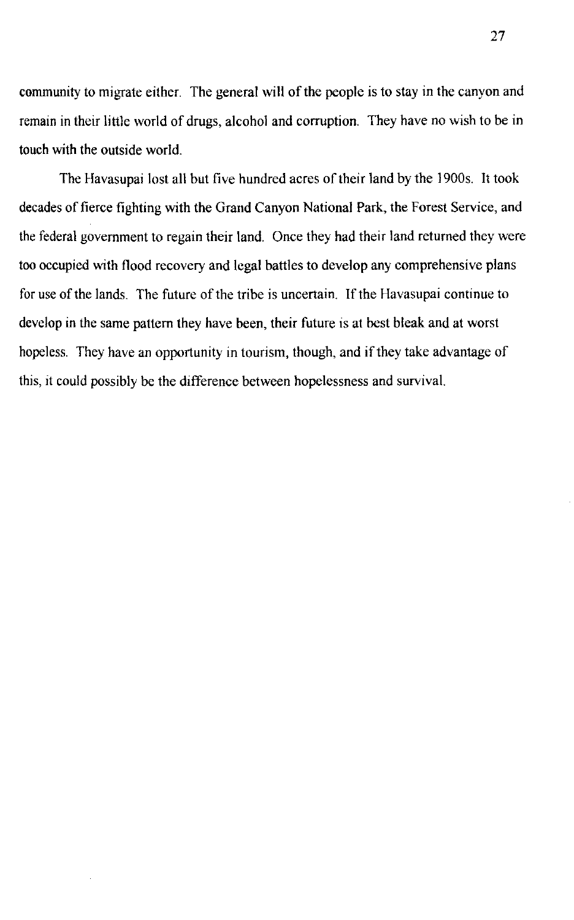community to migrate either. The general will of the people is to stay in the canyon and remain in their little world of drugs, alcohol and corruption. They have no wish to be in touch with the outside world.

The Havasupai lost all but five hundred acres of their land by the 1900s. It took decades of fierce fighting with the Grand Canyon National Park, the Forest Service, and the federal government to regain their land. Once they had their land returned they were too occupied with flood recovery and legal battles to develop any comprehensive plans for use of the lands. The future of the tribe is uncertain. If the Havasupai continue to develop in the same pattern they have been, their future is at best bleak and at worst hopeless. They have an opportunity in tourism, though, and if they take advantage of this, it could possibly be the difference between hopelessness and survival.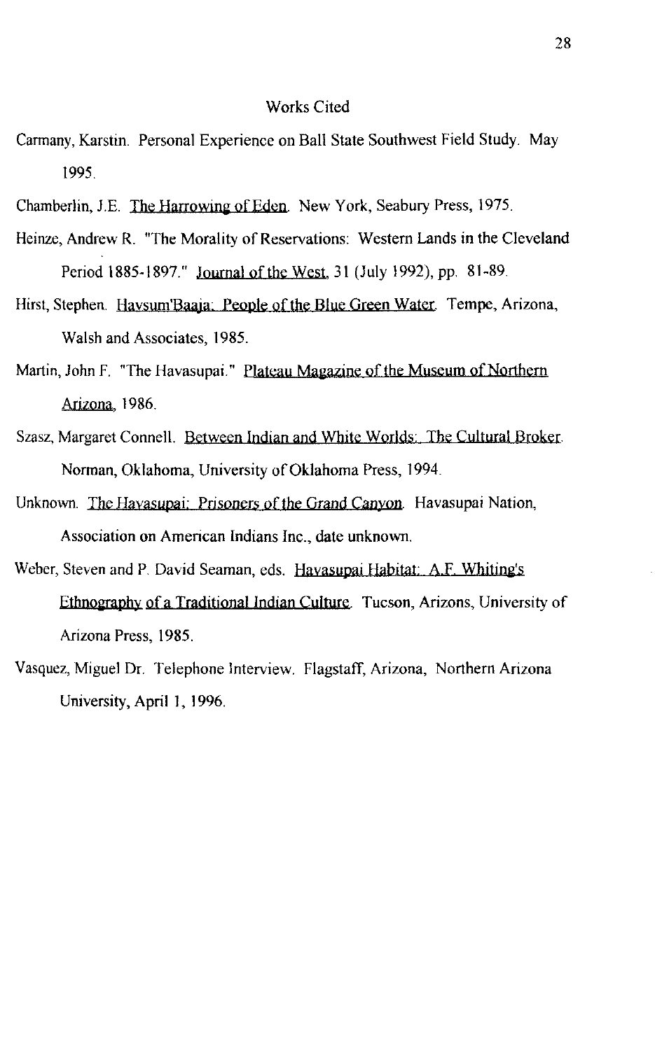## Works Cited

Carmany, Karstin. Personal Experience on Ball State Southwest Field Study. May 1995.

Chamberlin, J.E. The Harrowing of Eden. New York, Seabury Press, 1975.

Heinze, Andrew R. "The Morality of Reservations: Western Lands in the Cleveland Period 1885-1897." Journal of the West, 31 (July 1992), pp. 81-89.

Hirst, Stephen. Havsum'Baaja: People of the Blue Green Water. Tempe, Arizona, Walsh and Associates, 1985.

Martin, John F. "The Havasupai." Plateau Magazine of the Museum of Northern Arizona, 1986.

Szasz, Margaret Connell. Between Indian and White Worlds: The Cultural Broker. Norman, Oklahoma, University of Oklahoma Press, 1994.

Unknown. The Havasupai: Prisoners of the Grand Canyon. Havasupai Nation, Association on American Indians Inc., date unknown.

Weber, Steven and P. David Seaman, eds. Havasupai Habitat: A.F. Whiting's Ethnography of a Traditional Indian Culture. Tucson, Arizons, University of Arizona Press, 1985.

Vasquez, Miguel Dr. Telephone Interview. Flagstaff, Arizona, Northern Arizona University, April 1, 1996.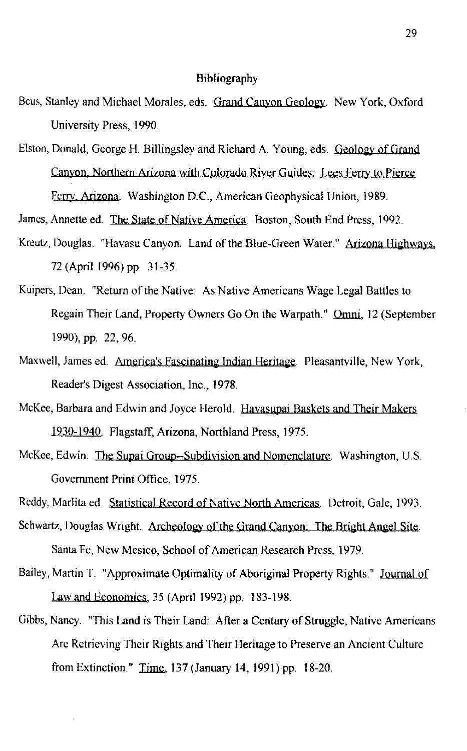# Bibliography

Beus, Stanley and Michael Morales, eds. Grand Canyon Geology. New York, Oxford University Press, 1990.

Elston, Donald, George H. Billingsley and Richard A. Young, eds. Geology of Grand Canyon, Northern Arizona with Colorado River Guides: Lees Ferry to Pierce Ferry, Arizona. Washington D.C., American Geophysical Union, 1989.

James, Annette ed. The State of Native America. Boston, South End Press, 1992.

Kreutz, Douglas. "Havasu Canyon: Land of the Blue-Green Water." Arizona Highways, 72 (April 1996) pp. 31-35.

Kuipers, Dean. "Return of the Native: As Native Americans Wage Legal Battles to Regain Their Land, Property Owners Go On the Warpath." Omni, 12 (September 1990), pp. 22, 96.

Maxwell, James ed. America's Fascinating Indian Heritage. Pleasantville, New York, Reader's Digest Association, Inc., 1978.

McKee, Barbara and Edwin and Joyce Herold. Havasupai Baskets and Their Makers 1930-1940. Flagstaff, Arizona, Northland Press, 1975.

McKee, Edwin. The Supai Group--Subdivision and Nomenclature. Washington, U.S. Government Print Office, 1975.

Reddy, Marlita ed. Statistical Record of Native North Americas. Detroit, Gale, 1993.

Schwartz, Douglas Wright. Archeology of the Grand Canyon: The Bright Angel Site. Santa Fe, New Mesico, School of American Research Press, 1979.

Bailey, Martin T. "Approximate Optimality of Aboriginal Property Rights." Journal of Law and Economics, 35 (April 1992) pp. 183-198.

Gibbs, Nancy. "This Land is Their Land: After a Century of Struggle, Native Americans Are Retrieving Their Rights and Their Heritage to Preserve an Ancient Culture from Extinction." Time, 137 (January 14, 1991) pp. 18-20.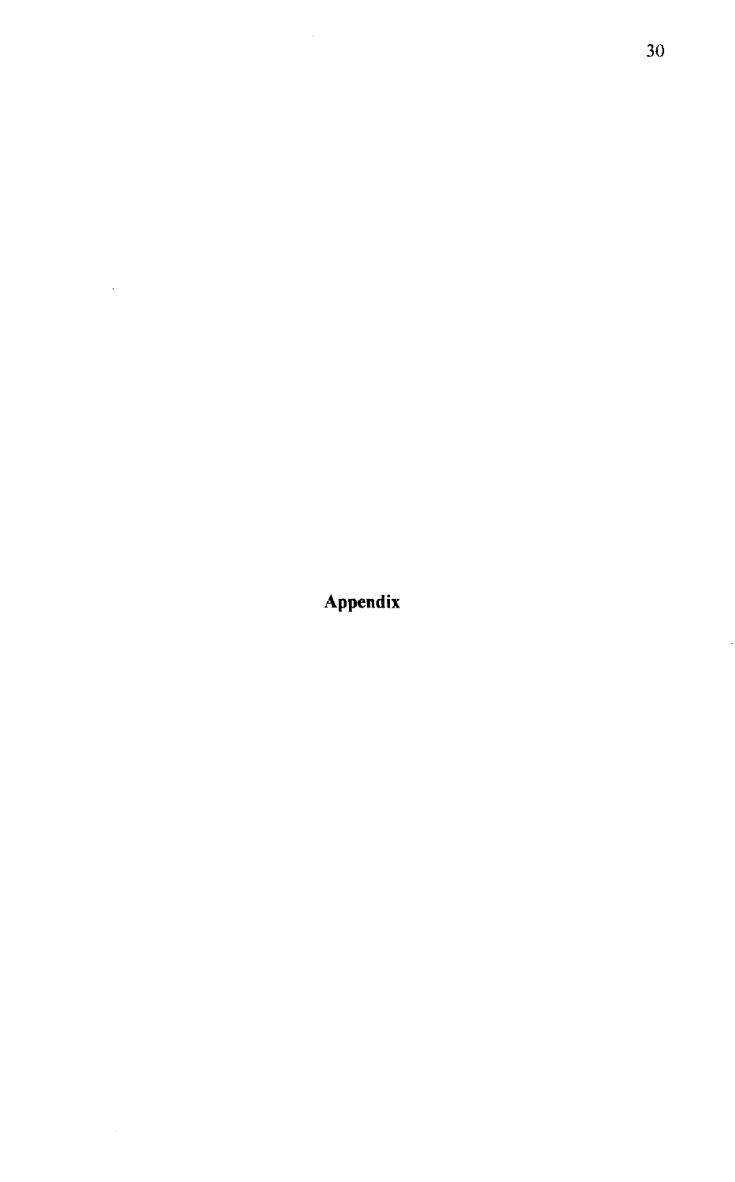# Appendix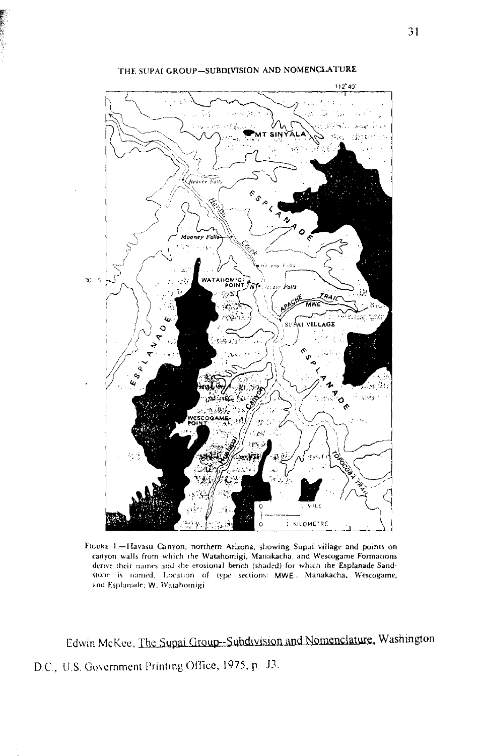THE SUPAI GROUP—SUBDIVISION AND NOMENCLATURE

FIGURE 1.—Havasu Canyon, northern Arizona, showing Supai village and points on canyon walls from which the Watahomigi, Manakacha, and Wescogame Formations derive their names and the erosional bench (shaded) for which the Esplanade Sandstone is named. Location of type sections: MWE, Manakacha, Wescogame, and Esplanade; W, Watahomigi.

Edwin McKee, The Supai Group--Subdivision and Nomenclature, Washington D.C., U.S. Government Printing Office, 1975, p. J3.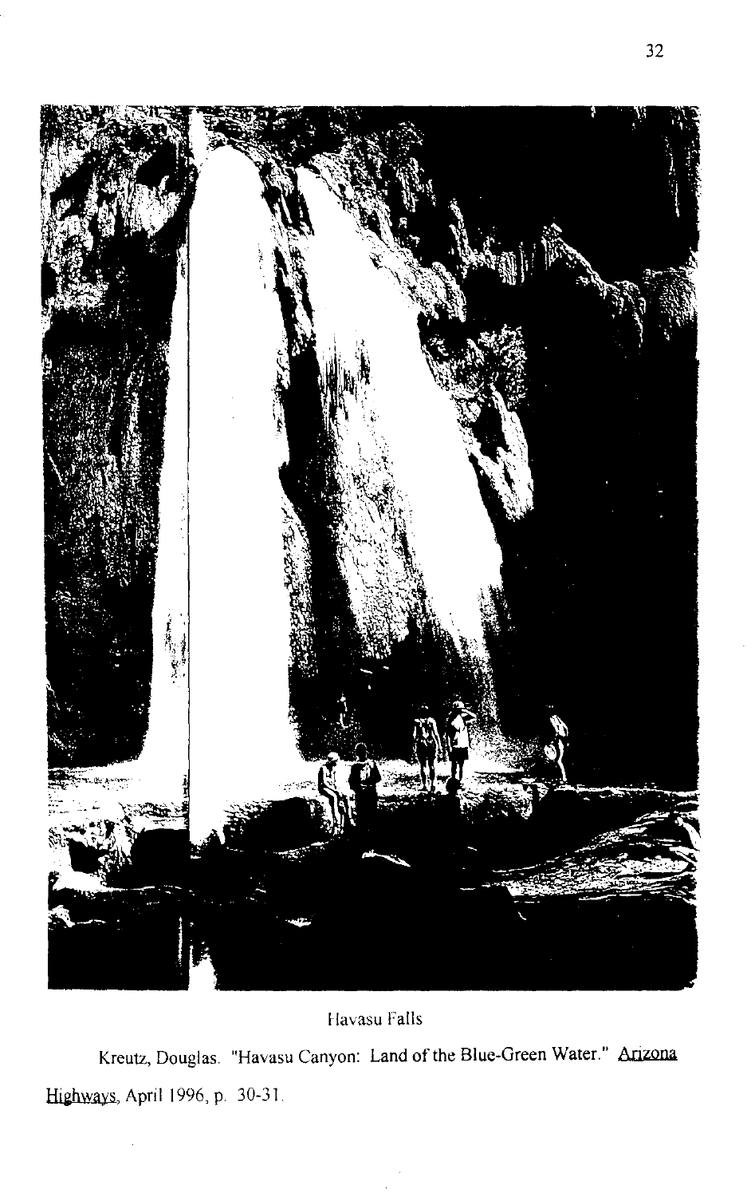Havasu Falls

Kreutz, Douglas. "Havasu Canyon: Land of the Blue-Green Water." Arizona Highways, April 1996, p. 30-31.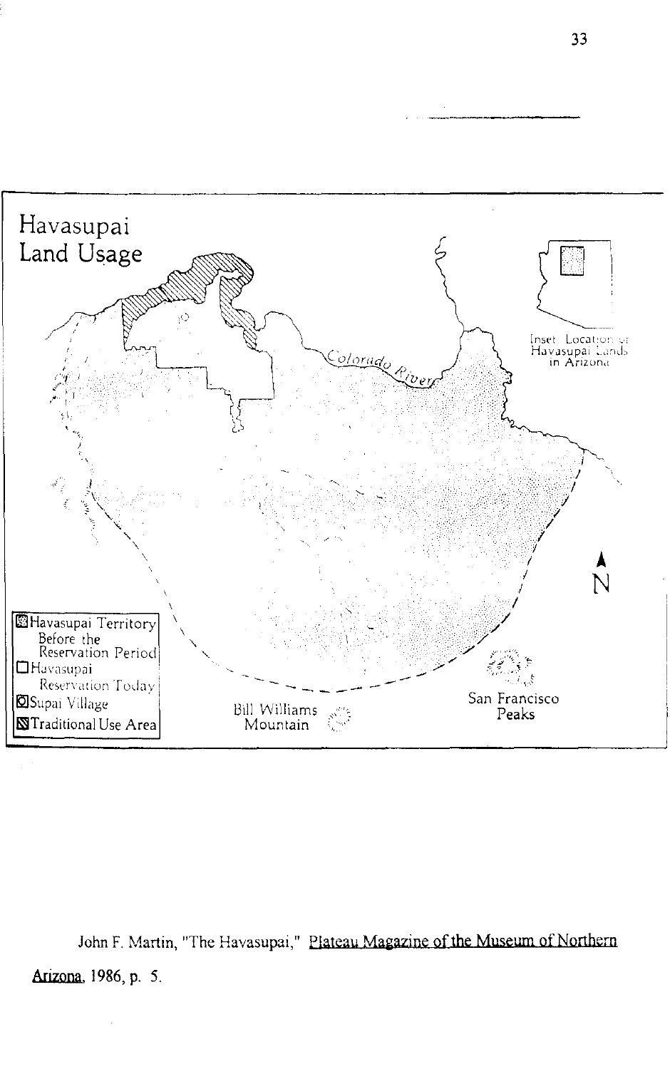Havasupai Land Usage

Colorado River

Inset: Location of Havasupai Lands in Arizona

N

- Havasupai Territory Before the Reservation Period
- Havasupai Reservation Today
- Supai Village
- Traditional Use Area

Bill Williams Mountain

San Francisco Peaks

John F. Martin, "The Havasupai," Plateau Magazine of the Museum of Northern Arizona, 1986, p. 5.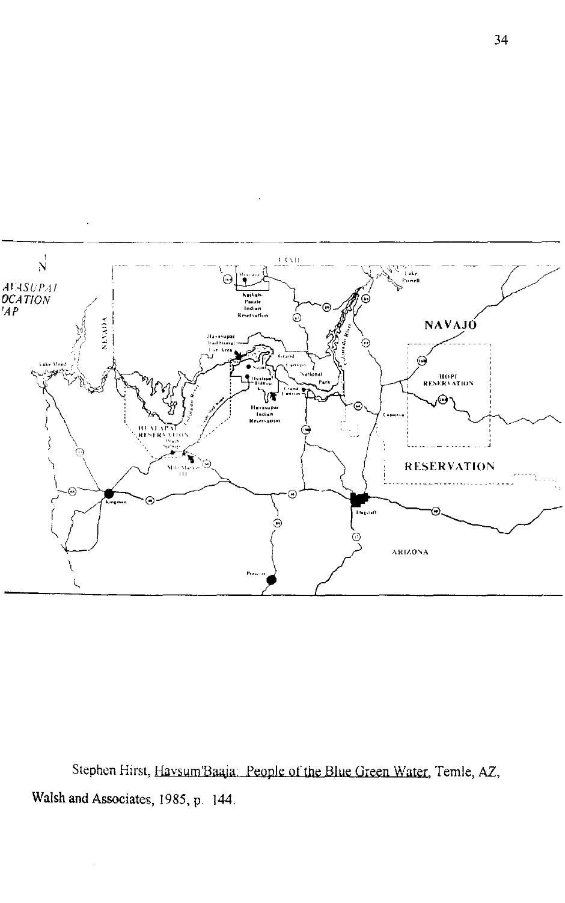HAVASUPAI LOCATION MAP

N

UTAH

NEVADA

ARIZONA

NAVAJO

RESERVATION

HOPI RESERVATION

Lake Powell

Lake Mead

Kaibab-Paiute Indian Reservation

Havasupai Traditional Use Area

Supai

Hualapai Hilltop

Havasupai Indian Reservation

Grand Canyon National Park

Grand Canyon

Colorado River

HUALAPAI RESERVATION

Peach Springs

Mile Marker 111

Kingman

Flagstaff

Prescott

Cameron

Stephen Hirst, Havsum'Baaja: People of the Blue Green Water, Temle, AZ, Walsh and Associates, 1985, p. 144.